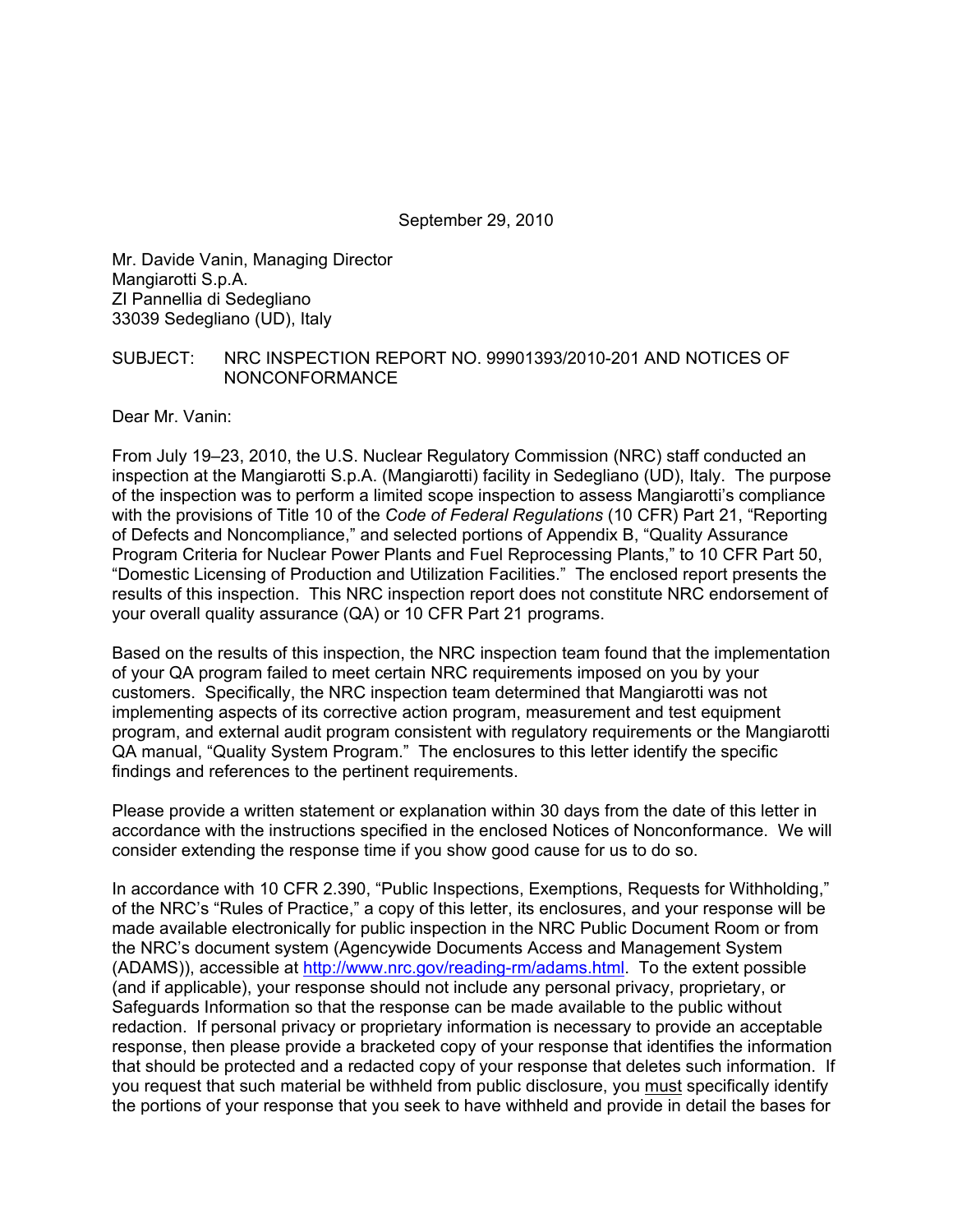September 29, 2010

Mr. Davide Vanin, Managing Director
Mangiarotti S.p.A.
ZI Pannellia di Sedegliano
33039 Sedegliano (UD), Italy

SUBJECT: NRC INSPECTION REPORT NO. 99901393/2010-201 AND NOTICES OF NONCONFORMANCE

Dear Mr. Vanin:

From July 19–23, 2010, the U.S. Nuclear Regulatory Commission (NRC) staff conducted an inspection at the Mangiarotti S.p.A. (Mangiarotti) facility in Sedegliano (UD), Italy. The purpose of the inspection was to perform a limited scope inspection to assess Mangiarotti's compliance with the provisions of Title 10 of the *Code of Federal Regulations* (10 CFR) Part 21, "Reporting of Defects and Noncompliance," and selected portions of Appendix B, "Quality Assurance Program Criteria for Nuclear Power Plants and Fuel Reprocessing Plants," to 10 CFR Part 50, "Domestic Licensing of Production and Utilization Facilities." The enclosed report presents the results of this inspection. This NRC inspection report does not constitute NRC endorsement of your overall quality assurance (QA) or 10 CFR Part 21 programs.

Based on the results of this inspection, the NRC inspection team found that the implementation of your QA program failed to meet certain NRC requirements imposed on you by your customers. Specifically, the NRC inspection team determined that Mangiarotti was not implementing aspects of its corrective action program, measurement and test equipment program, and external audit program consistent with regulatory requirements or the Mangiarotti QA manual, "Quality System Program." The enclosures to this letter identify the specific findings and references to the pertinent requirements.

Please provide a written statement or explanation within 30 days from the date of this letter in accordance with the instructions specified in the enclosed Notices of Nonconformance. We will consider extending the response time if you show good cause for us to do so.

In accordance with 10 CFR 2.390, "Public Inspections, Exemptions, Requests for Withholding," of the NRC's "Rules of Practice," a copy of this letter, its enclosures, and your response will be made available electronically for public inspection in the NRC Public Document Room or from the NRC's document system (Agencywide Documents Access and Management System (ADAMS)), accessible at http://www.nrc.gov/reading-rm/adams.html. To the extent possible (and if applicable), your response should not include any personal privacy, proprietary, or Safeguards Information so that the response can be made available to the public without redaction. If personal privacy or proprietary information is necessary to provide an acceptable response, then please provide a bracketed copy of your response that identifies the information that should be protected and a redacted copy of your response that deletes such information. If you request that such material be withheld from public disclosure, you must specifically identify the portions of your response that you seek to have withheld and provide in detail the bases for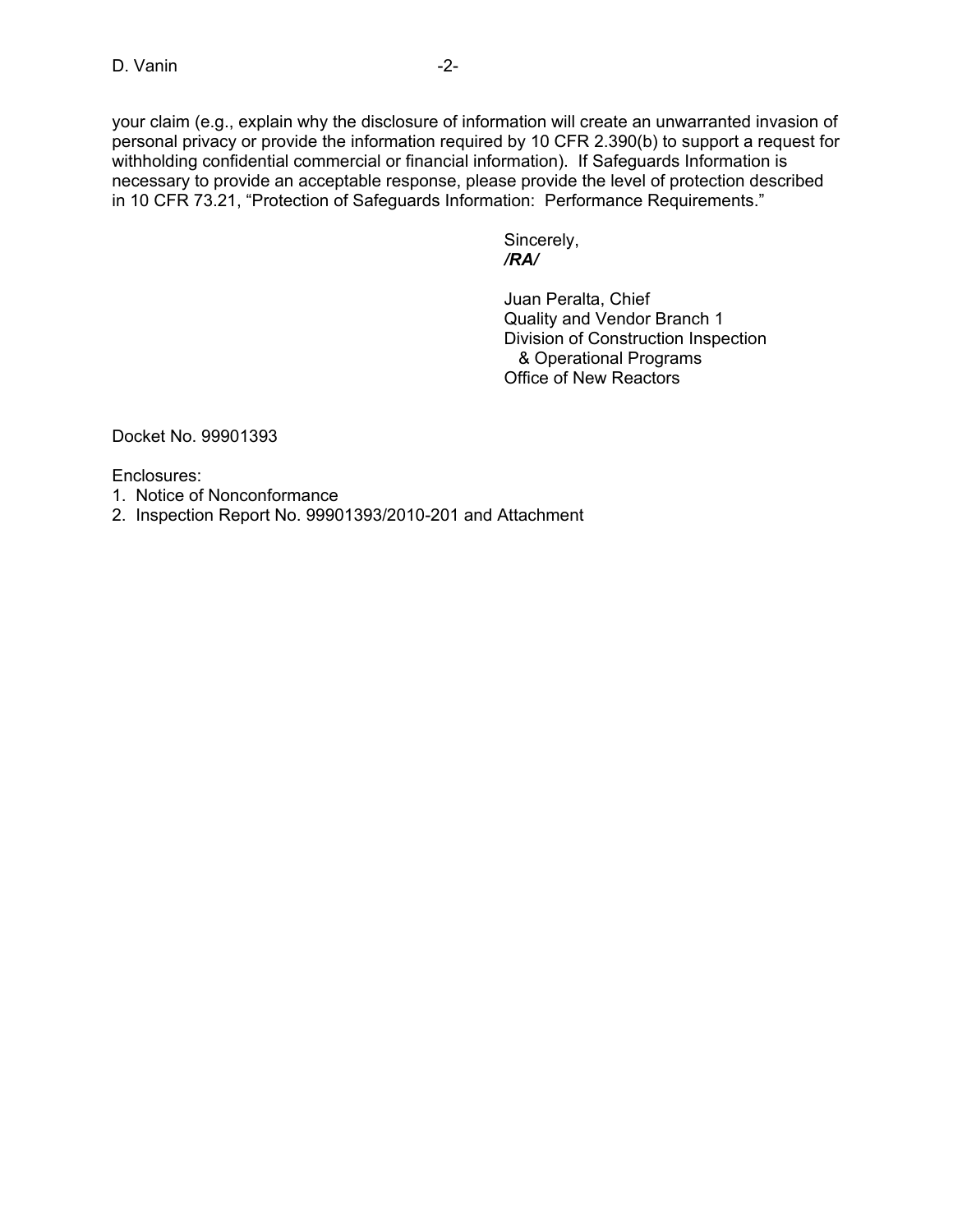your claim (e.g., explain why the disclosure of information will create an unwarranted invasion of personal privacy or provide the information required by 10 CFR 2.390(b) to support a request for withholding confidential commercial or financial information). If Safeguards Information is necessary to provide an acceptable response, please provide the level of protection described in 10 CFR 73.21, "Protection of Safeguards Information: Performance Requirements."

Sincerely,
***/RA/***

Juan Peralta, Chief
Quality and Vendor Branch 1
Division of Construction Inspection
& Operational Programs
Office of New Reactors

Docket No. 99901393

Enclosures:
1. Notice of Nonconformance
2. Inspection Report No. 99901393/2010-201 and Attachment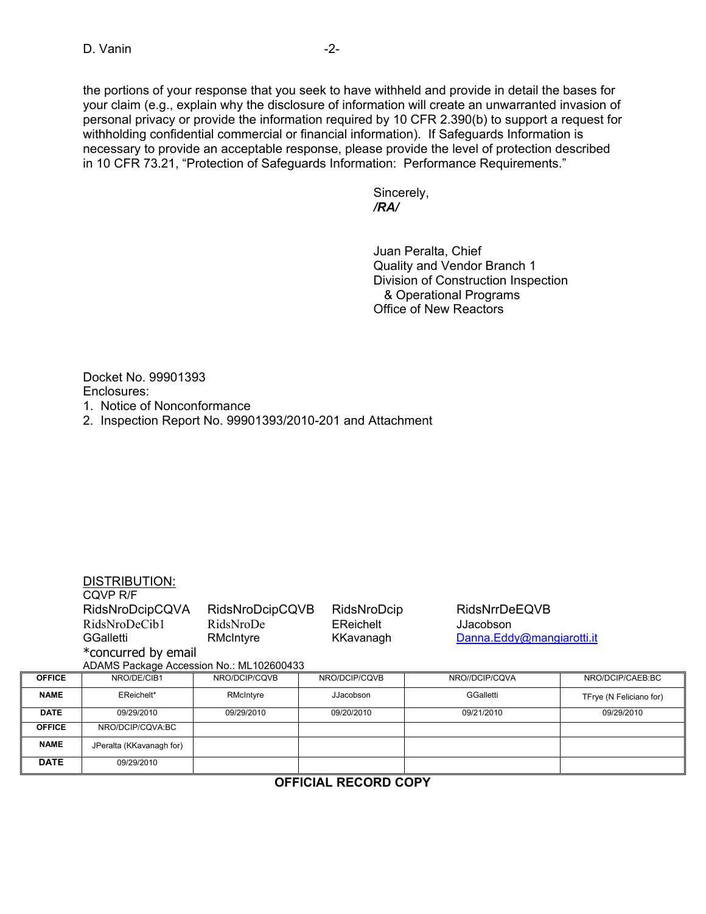the portions of your response that you seek to have withheld and provide in detail the bases for your claim (e.g., explain why the disclosure of information will create an unwarranted invasion of personal privacy or provide the information required by 10 CFR 2.390(b) to support a request for withholding confidential commercial or financial information). If Safeguards Information is necessary to provide an acceptable response, please provide the level of protection described in 10 CFR 73.21, "Protection of Safeguards Information: Performance Requirements."

Sincerely,
***/RA/***

Juan Peralta, Chief
Quality and Vendor Branch 1
Division of Construction Inspection
& Operational Programs
Office of New Reactors

Docket No. 99901393
Enclosures:
1. Notice of Nonconformance
2. Inspection Report No. 99901393/2010-201 and Attachment

DISTRIBUTION:
CQVP R/F

| | | | |
|---|---|---|---|
| RidsNroDcipCQVA | RidsNroDcipCQVB | RidsNroDcip | RidsNrrDeEQVB |
| RidsNroDeCib1 | RidsNroDe | EReichelt | JJacobson |
| GGalletti | RMcIntyre | KKavanagh | Danna.Eddy@mangiarotti.it |

*concurred by email
ADAMS Package Accession No.: ML102600433

| OFFICE | NRO/DE/CIB1 | NRO/DCIP/CQVB | NRO/DCIP/CQVB | NRO//DCIP/CQVA | NRO/DCIP/CAEB:BC |
|---|---|---|---|---|---|
| NAME | EReichelt* | RMcIntyre | JJacobson | GGalletti | TFrye (N Feliciano for) |
| DATE | 09/29/2010 | 09/29/2010 | 09/20/2010 | 09/21/2010 | 09/29/2010 |
| OFFICE | NRO/DCIP/CQVA:BC | | | | |
| NAME | JPeralta (KKavanagh for) | | | | |
| DATE | 09/29/2010 | | | | |

**OFFICIAL RECORD COPY**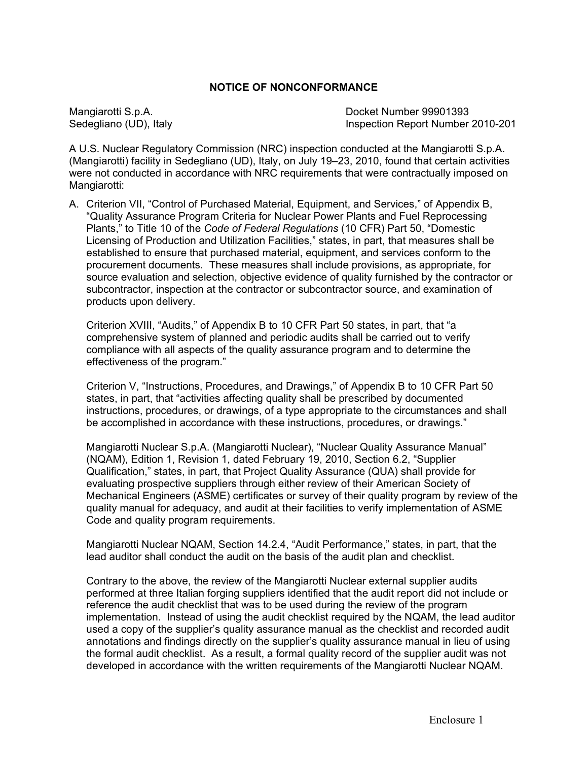## NOTICE OF NONCONFORMANCE

Mangiarotti S.p.A.
Sedegliano (UD), Italy

Docket Number 99901393
Inspection Report Number 2010-201

A U.S. Nuclear Regulatory Commission (NRC) inspection conducted at the Mangiarotti S.p.A. (Mangiarotti) facility in Sedegliano (UD), Italy, on July 19–23, 2010, found that certain activities were not conducted in accordance with NRC requirements that were contractually imposed on Mangiarotti:

A. Criterion VII, "Control of Purchased Material, Equipment, and Services," of Appendix B, "Quality Assurance Program Criteria for Nuclear Power Plants and Fuel Reprocessing Plants," to Title 10 of the *Code of Federal Regulations* (10 CFR) Part 50, "Domestic Licensing of Production and Utilization Facilities," states, in part, that measures shall be established to ensure that purchased material, equipment, and services conform to the procurement documents. These measures shall include provisions, as appropriate, for source evaluation and selection, objective evidence of quality furnished by the contractor or subcontractor, inspection at the contractor or subcontractor source, and examination of products upon delivery.

   Criterion XVIII, "Audits," of Appendix B to 10 CFR Part 50 states, in part, that "a comprehensive system of planned and periodic audits shall be carried out to verify compliance with all aspects of the quality assurance program and to determine the effectiveness of the program."

   Criterion V, "Instructions, Procedures, and Drawings," of Appendix B to 10 CFR Part 50 states, in part, that "activities affecting quality shall be prescribed by documented instructions, procedures, or drawings, of a type appropriate to the circumstances and shall be accomplished in accordance with these instructions, procedures, or drawings."

   Mangiarotti Nuclear S.p.A. (Mangiarotti Nuclear), "Nuclear Quality Assurance Manual" (NQAM), Edition 1, Revision 1, dated February 19, 2010, Section 6.2, "Supplier Qualification," states, in part, that Project Quality Assurance (QUA) shall provide for evaluating prospective suppliers through either review of their American Society of Mechanical Engineers (ASME) certificates or survey of their quality program by review of the quality manual for adequacy, and audit at their facilities to verify implementation of ASME Code and quality program requirements.

   Mangiarotti Nuclear NQAM, Section 14.2.4, "Audit Performance," states, in part, that the lead auditor shall conduct the audit on the basis of the audit plan and checklist.

   Contrary to the above, the review of the Mangiarotti Nuclear external supplier audits performed at three Italian forging suppliers identified that the audit report did not include or reference the audit checklist that was to be used during the review of the program implementation. Instead of using the audit checklist required by the NQAM, the lead auditor used a copy of the supplier's quality assurance manual as the checklist and recorded audit annotations and findings directly on the supplier's quality assurance manual in lieu of using the formal audit checklist. As a result, a formal quality record of the supplier audit was not developed in accordance with the written requirements of the Mangiarotti Nuclear NQAM.

Enclosure 1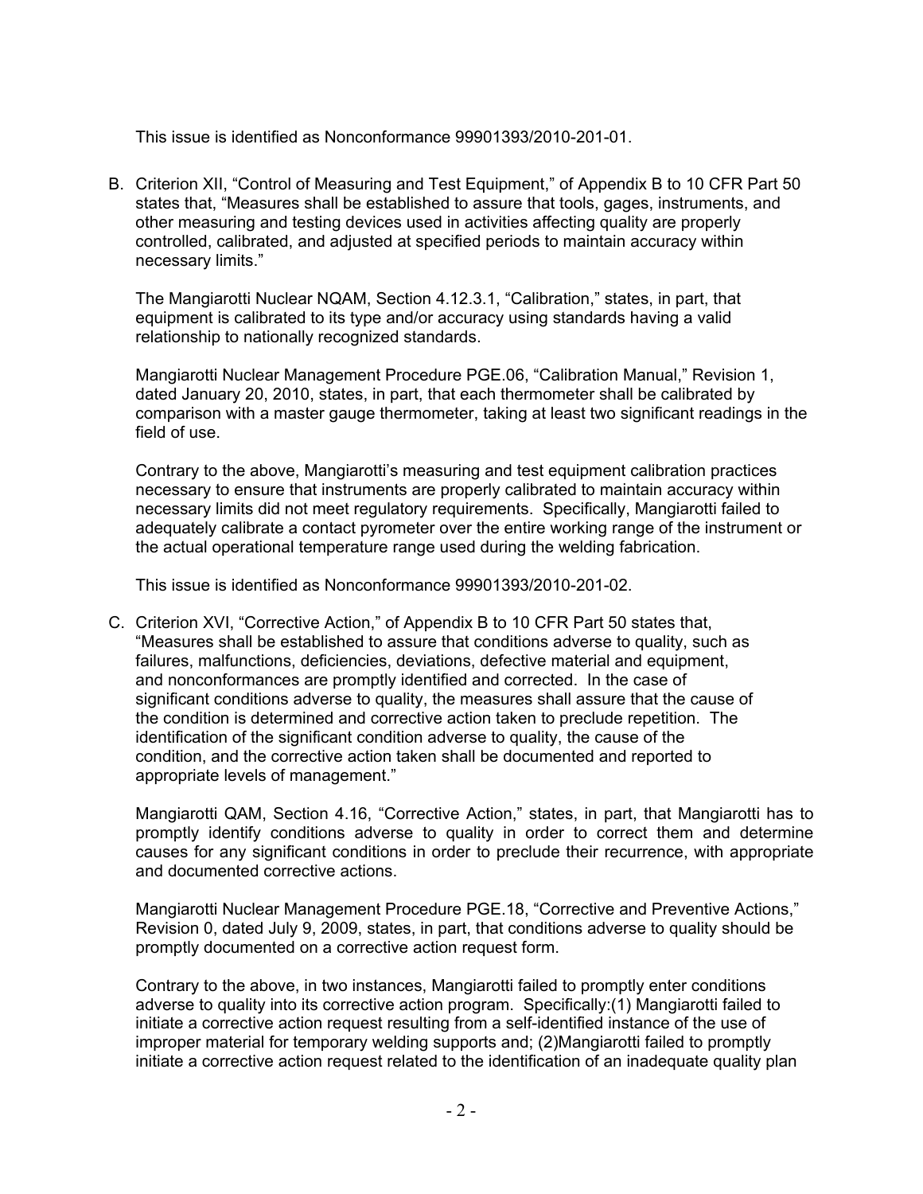This issue is identified as Nonconformance 99901393/2010-201-01.

B. Criterion XII, "Control of Measuring and Test Equipment," of Appendix B to 10 CFR Part 50 states that, "Measures shall be established to assure that tools, gages, instruments, and other measuring and testing devices used in activities affecting quality are properly controlled, calibrated, and adjusted at specified periods to maintain accuracy within necessary limits."

   The Mangiarotti Nuclear NQAM, Section 4.12.3.1, "Calibration," states, in part, that equipment is calibrated to its type and/or accuracy using standards having a valid relationship to nationally recognized standards.

   Mangiarotti Nuclear Management Procedure PGE.06, "Calibration Manual," Revision 1, dated January 20, 2010, states, in part, that each thermometer shall be calibrated by comparison with a master gauge thermometer, taking at least two significant readings in the field of use.

   Contrary to the above, Mangiarotti's measuring and test equipment calibration practices necessary to ensure that instruments are properly calibrated to maintain accuracy within necessary limits did not meet regulatory requirements. Specifically, Mangiarotti failed to adequately calibrate a contact pyrometer over the entire working range of the instrument or the actual operational temperature range used during the welding fabrication.

   This issue is identified as Nonconformance 99901393/2010-201-02.

C. Criterion XVI, "Corrective Action," of Appendix B to 10 CFR Part 50 states that, "Measures shall be established to assure that conditions adverse to quality, such as failures, malfunctions, deficiencies, deviations, defective material and equipment, and nonconformances are promptly identified and corrected. In the case of significant conditions adverse to quality, the measures shall assure that the cause of the condition is determined and corrective action taken to preclude repetition. The identification of the significant condition adverse to quality, the cause of the condition, and the corrective action taken shall be documented and reported to appropriate levels of management."

   Mangiarotti QAM, Section 4.16, "Corrective Action," states, in part, that Mangiarotti has to promptly identify conditions adverse to quality in order to correct them and determine causes for any significant conditions in order to preclude their recurrence, with appropriate and documented corrective actions.

   Mangiarotti Nuclear Management Procedure PGE.18, "Corrective and Preventive Actions," Revision 0, dated July 9, 2009, states, in part, that conditions adverse to quality should be promptly documented on a corrective action request form.

   Contrary to the above, in two instances, Mangiarotti failed to promptly enter conditions adverse to quality into its corrective action program. Specifically:(1) Mangiarotti failed to initiate a corrective action request resulting from a self-identified instance of the use of improper material for temporary welding supports and; (2)Mangiarotti failed to promptly initiate a corrective action request related to the identification of an inadequate quality plan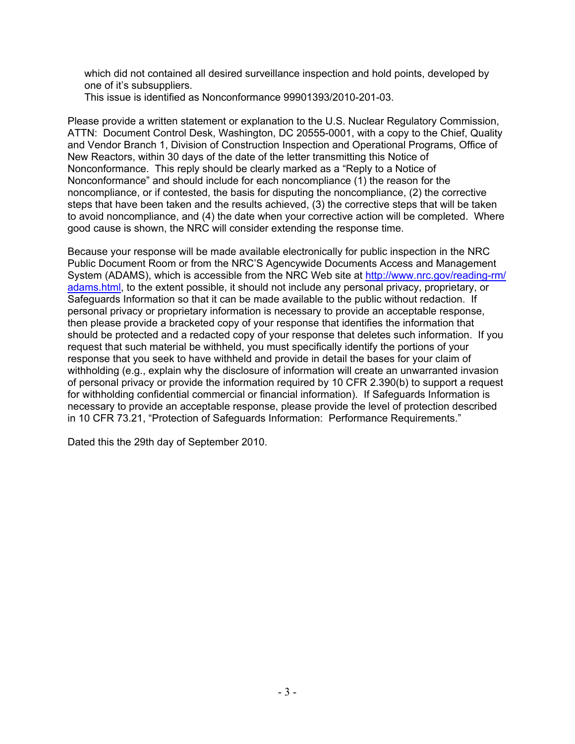which did not contained all desired surveillance inspection and hold points, developed by one of it's subsuppliers.

This issue is identified as Nonconformance 99901393/2010-201-03.

Please provide a written statement or explanation to the U.S. Nuclear Regulatory Commission, ATTN: Document Control Desk, Washington, DC 20555-0001, with a copy to the Chief, Quality and Vendor Branch 1, Division of Construction Inspection and Operational Programs, Office of New Reactors, within 30 days of the date of the letter transmitting this Notice of Nonconformance. This reply should be clearly marked as a "Reply to a Notice of Nonconformance" and should include for each noncompliance (1) the reason for the noncompliance, or if contested, the basis for disputing the noncompliance, (2) the corrective steps that have been taken and the results achieved, (3) the corrective steps that will be taken to avoid noncompliance, and (4) the date when your corrective action will be completed. Where good cause is shown, the NRC will consider extending the response time.

Because your response will be made available electronically for public inspection in the NRC Public Document Room or from the NRC'S Agencywide Documents Access and Management System (ADAMS), which is accessible from the NRC Web site at http://www.nrc.gov/reading-rm/adams.html, to the extent possible, it should not include any personal privacy, proprietary, or Safeguards Information so that it can be made available to the public without redaction. If personal privacy or proprietary information is necessary to provide an acceptable response, then please provide a bracketed copy of your response that identifies the information that should be protected and a redacted copy of your response that deletes such information. If you request that such material be withheld, you must specifically identify the portions of your response that you seek to have withheld and provide in detail the bases for your claim of withholding (e.g., explain why the disclosure of information will create an unwarranted invasion of personal privacy or provide the information required by 10 CFR 2.390(b) to support a request for withholding confidential commercial or financial information). If Safeguards Information is necessary to provide an acceptable response, please provide the level of protection described in 10 CFR 73.21, "Protection of Safeguards Information: Performance Requirements."

Dated this the 29th day of September 2010.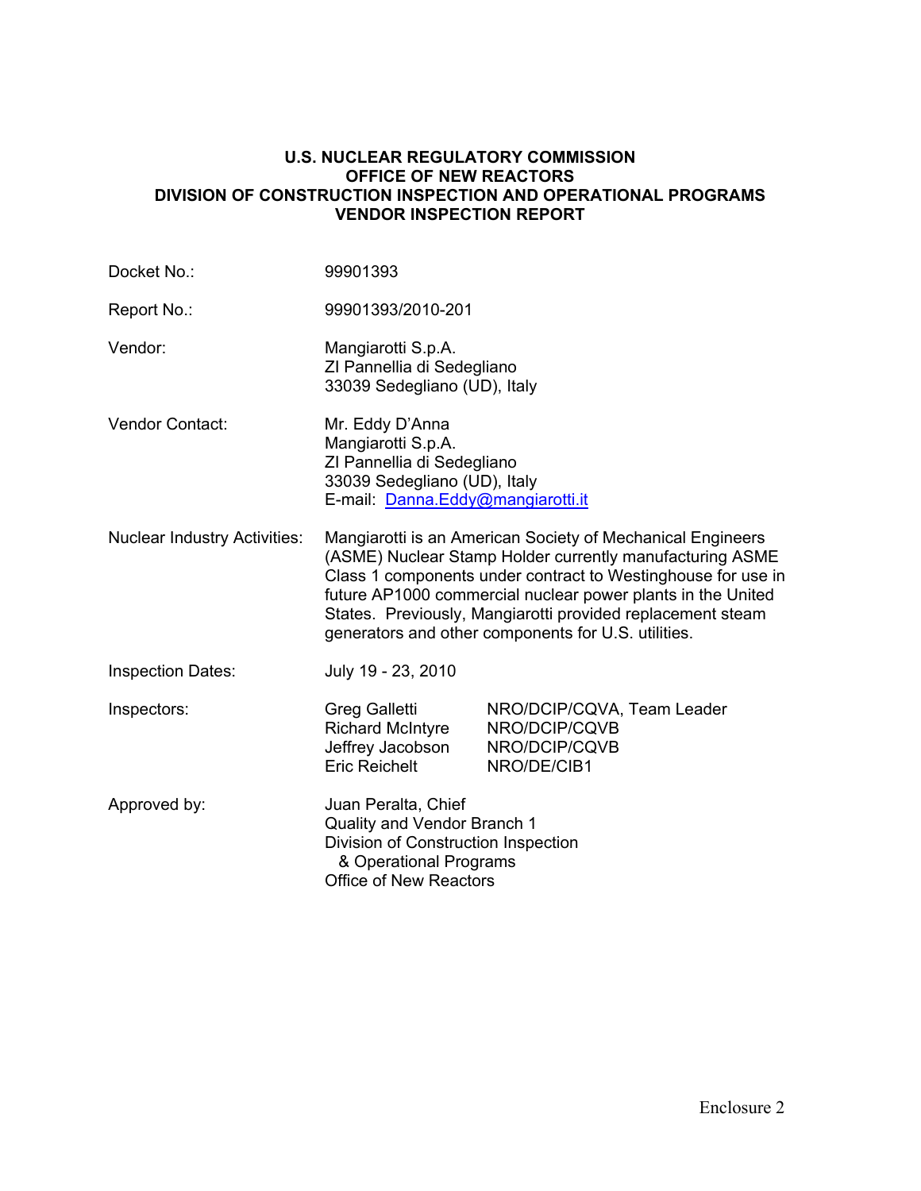# U.S. NUCLEAR REGULATORY COMMISSION
# OFFICE OF NEW REACTORS
# DIVISION OF CONSTRUCTION INSPECTION AND OPERATIONAL PROGRAMS
# VENDOR INSPECTION REPORT

| | |
|---|---|
| Docket No.: | 99901393 |
| Report No.: | 99901393/2010-201 |
| Vendor: | Mangiarotti S.p.A.<br>ZI Pannellia di Sedegliano<br>33039 Sedegliano (UD), Italy |
| Vendor Contact: | Mr. Eddy D'Anna<br>Mangiarotti S.p.A.<br>ZI Pannellia di Sedegliano<br>33039 Sedegliano (UD), Italy<br>E-mail: Danna.Eddy@mangiarotti.it |
| Nuclear Industry Activities: | Mangiarotti is an American Society of Mechanical Engineers (ASME) Nuclear Stamp Holder currently manufacturing ASME Class 1 components under contract to Westinghouse for use in future AP1000 commercial nuclear power plants in the United States. Previously, Mangiarotti provided replacement steam generators and other components for U.S. utilities. |
| Inspection Dates: | July 19 - 23, 2010 |
| Inspectors: | Greg Galletti NRO/DCIP/CQVA, Team Leader<br>Richard McIntyre NRO/DCIP/CQVB<br>Jeffrey Jacobson NRO/DCIP/CQVB<br>Eric Reichelt NRO/DE/CIB1 |
| Approved by: | Juan Peralta, Chief<br>Quality and Vendor Branch 1<br>Division of Construction Inspection & Operational Programs<br>Office of New Reactors |

Enclosure 2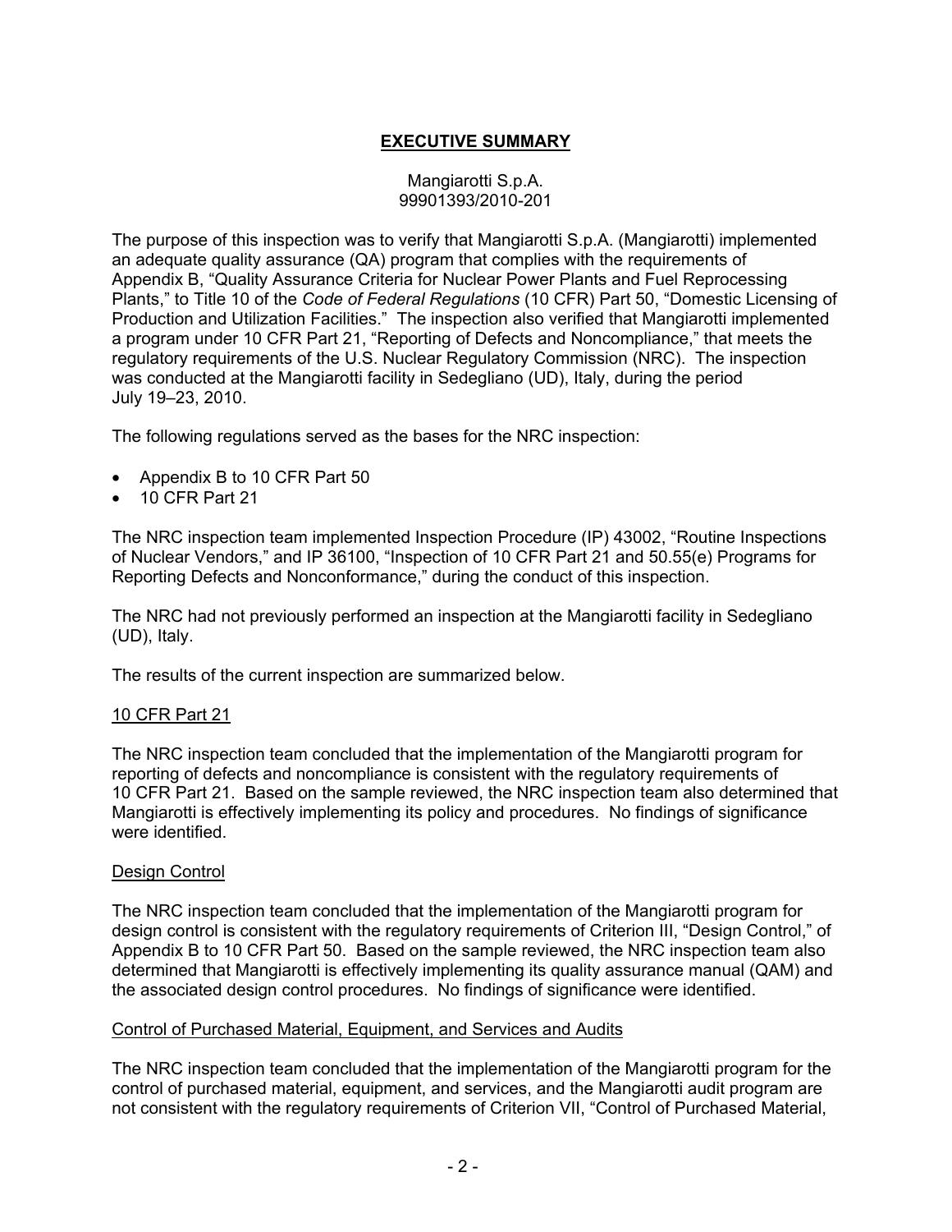## **EXECUTIVE SUMMARY**

Mangiarotti S.p.A.
99901393/2010-201

The purpose of this inspection was to verify that Mangiarotti S.p.A. (Mangiarotti) implemented an adequate quality assurance (QA) program that complies with the requirements of Appendix B, "Quality Assurance Criteria for Nuclear Power Plants and Fuel Reprocessing Plants," to Title 10 of the *Code of Federal Regulations* (10 CFR) Part 50, "Domestic Licensing of Production and Utilization Facilities." The inspection also verified that Mangiarotti implemented a program under 10 CFR Part 21, "Reporting of Defects and Noncompliance," that meets the regulatory requirements of the U.S. Nuclear Regulatory Commission (NRC). The inspection was conducted at the Mangiarotti facility in Sedegliano (UD), Italy, during the period July 19–23, 2010.

The following regulations served as the bases for the NRC inspection:

- Appendix B to 10 CFR Part 50
- 10 CFR Part 21

The NRC inspection team implemented Inspection Procedure (IP) 43002, "Routine Inspections of Nuclear Vendors," and IP 36100, "Inspection of 10 CFR Part 21 and 50.55(e) Programs for Reporting Defects and Nonconformance," during the conduct of this inspection.

The NRC had not previously performed an inspection at the Mangiarotti facility in Sedegliano (UD), Italy.

The results of the current inspection are summarized below.

<u>10 CFR Part 21</u>

The NRC inspection team concluded that the implementation of the Mangiarotti program for reporting of defects and noncompliance is consistent with the regulatory requirements of 10 CFR Part 21. Based on the sample reviewed, the NRC inspection team also determined that Mangiarotti is effectively implementing its policy and procedures. No findings of significance were identified.

<u>Design Control</u>

The NRC inspection team concluded that the implementation of the Mangiarotti program for design control is consistent with the regulatory requirements of Criterion III, "Design Control," of Appendix B to 10 CFR Part 50. Based on the sample reviewed, the NRC inspection team also determined that Mangiarotti is effectively implementing its quality assurance manual (QAM) and the associated design control procedures. No findings of significance were identified.

<u>Control of Purchased Material, Equipment, and Services and Audits</u>

The NRC inspection team concluded that the implementation of the Mangiarotti program for the control of purchased material, equipment, and services, and the Mangiarotti audit program are not consistent with the regulatory requirements of Criterion VII, "Control of Purchased Material,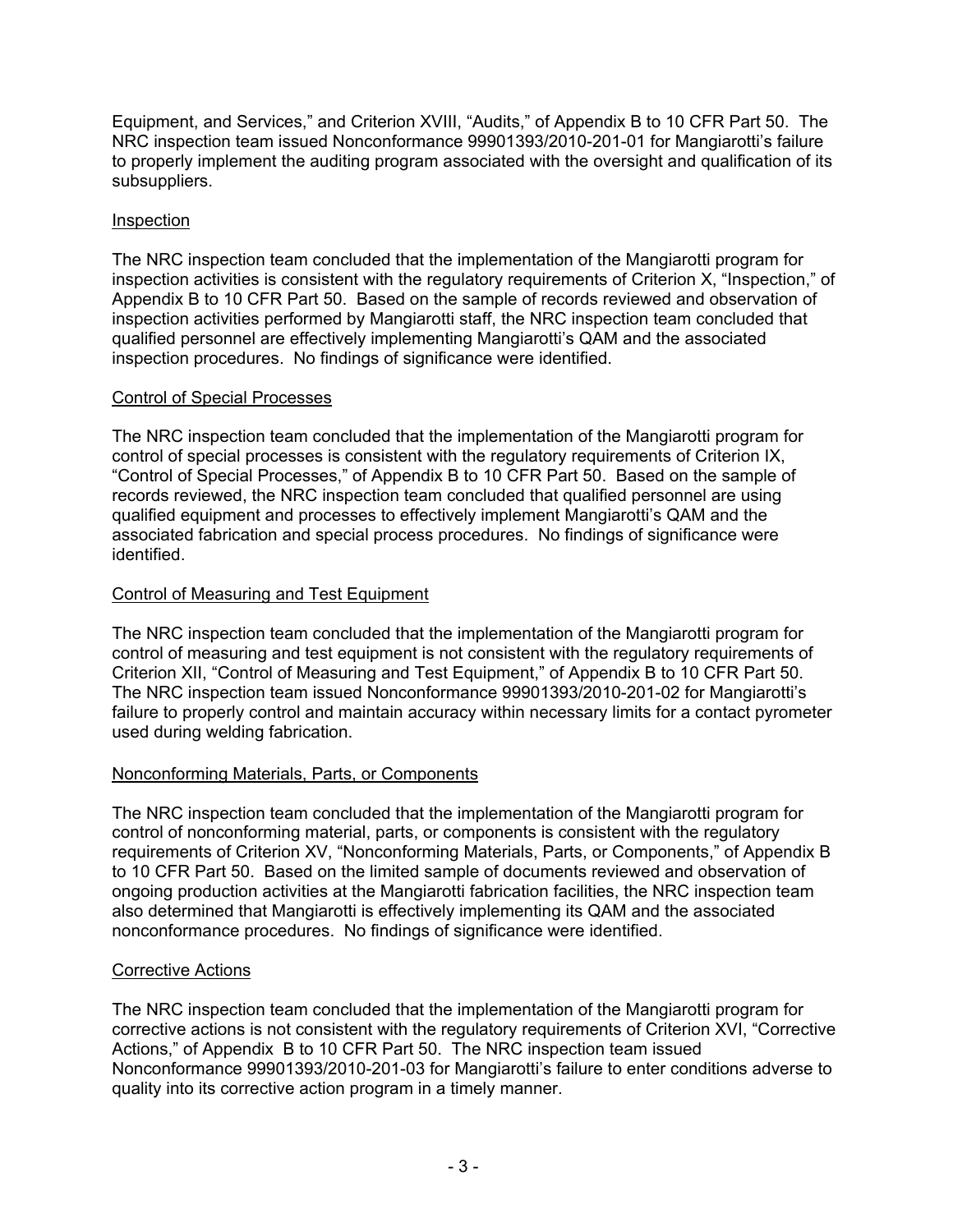Equipment, and Services," and Criterion XVIII, "Audits," of Appendix B to 10 CFR Part 50. The NRC inspection team issued Nonconformance 99901393/2010-201-01 for Mangiarotti's failure to properly implement the auditing program associated with the oversight and qualification of its subsuppliers.

Inspection

The NRC inspection team concluded that the implementation of the Mangiarotti program for inspection activities is consistent with the regulatory requirements of Criterion X, "Inspection," of Appendix B to 10 CFR Part 50. Based on the sample of records reviewed and observation of inspection activities performed by Mangiarotti staff, the NRC inspection team concluded that qualified personnel are effectively implementing Mangiarotti's QAM and the associated inspection procedures. No findings of significance were identified.

Control of Special Processes

The NRC inspection team concluded that the implementation of the Mangiarotti program for control of special processes is consistent with the regulatory requirements of Criterion IX, "Control of Special Processes," of Appendix B to 10 CFR Part 50. Based on the sample of records reviewed, the NRC inspection team concluded that qualified personnel are using qualified equipment and processes to effectively implement Mangiarotti's QAM and the associated fabrication and special process procedures. No findings of significance were identified.

Control of Measuring and Test Equipment

The NRC inspection team concluded that the implementation of the Mangiarotti program for control of measuring and test equipment is not consistent with the regulatory requirements of Criterion XII, "Control of Measuring and Test Equipment," of Appendix B to 10 CFR Part 50. The NRC inspection team issued Nonconformance 99901393/2010-201-02 for Mangiarotti's failure to properly control and maintain accuracy within necessary limits for a contact pyrometer used during welding fabrication.

Nonconforming Materials, Parts, or Components

The NRC inspection team concluded that the implementation of the Mangiarotti program for control of nonconforming material, parts, or components is consistent with the regulatory requirements of Criterion XV, "Nonconforming Materials, Parts, or Components," of Appendix B to 10 CFR Part 50. Based on the limited sample of documents reviewed and observation of ongoing production activities at the Mangiarotti fabrication facilities, the NRC inspection team also determined that Mangiarotti is effectively implementing its QAM and the associated nonconformance procedures. No findings of significance were identified.

Corrective Actions

The NRC inspection team concluded that the implementation of the Mangiarotti program for corrective actions is not consistent with the regulatory requirements of Criterion XVI, "Corrective Actions," of Appendix B to 10 CFR Part 50. The NRC inspection team issued Nonconformance 99901393/2010-201-03 for Mangiarotti's failure to enter conditions adverse to quality into its corrective action program in a timely manner.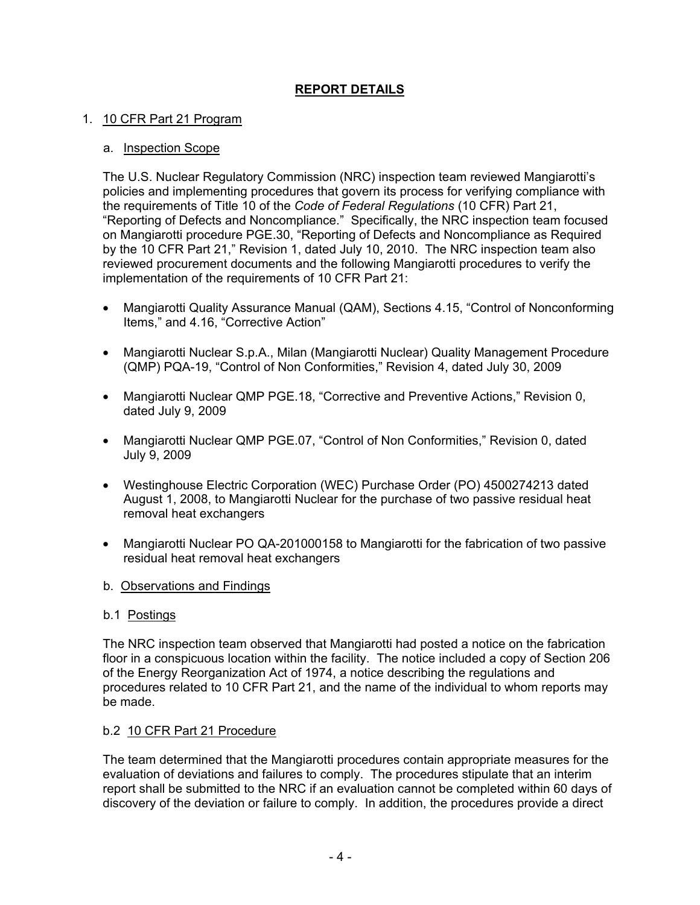## REPORT DETAILS

1. 10 CFR Part 21 Program

   a. Inspection Scope

   The U.S. Nuclear Regulatory Commission (NRC) inspection team reviewed Mangiarotti's policies and implementing procedures that govern its process for verifying compliance with the requirements of Title 10 of the *Code of Federal Regulations* (10 CFR) Part 21, "Reporting of Defects and Noncompliance." Specifically, the NRC inspection team focused on Mangiarotti procedure PGE.30, "Reporting of Defects and Noncompliance as Required by the 10 CFR Part 21," Revision 1, dated July 10, 2010. The NRC inspection team also reviewed procurement documents and the following Mangiarotti procedures to verify the implementation of the requirements of 10 CFR Part 21:

   - Mangiarotti Quality Assurance Manual (QAM), Sections 4.15, "Control of Nonconforming Items," and 4.16, "Corrective Action"
   - Mangiarotti Nuclear S.p.A., Milan (Mangiarotti Nuclear) Quality Management Procedure (QMP) PQA-19, "Control of Non Conformities," Revision 4, dated July 30, 2009
   - Mangiarotti Nuclear QMP PGE.18, "Corrective and Preventive Actions," Revision 0, dated July 9, 2009
   - Mangiarotti Nuclear QMP PGE.07, "Control of Non Conformities," Revision 0, dated July 9, 2009
   - Westinghouse Electric Corporation (WEC) Purchase Order (PO) 4500274213 dated August 1, 2008, to Mangiarotti Nuclear for the purchase of two passive residual heat removal heat exchangers
   - Mangiarotti Nuclear PO QA-201000158 to Mangiarotti for the fabrication of two passive residual heat removal heat exchangers

   b. Observations and Findings

   b.1 Postings

   The NRC inspection team observed that Mangiarotti had posted a notice on the fabrication floor in a conspicuous location within the facility. The notice included a copy of Section 206 of the Energy Reorganization Act of 1974, a notice describing the regulations and procedures related to 10 CFR Part 21, and the name of the individual to whom reports may be made.

   b.2 10 CFR Part 21 Procedure

   The team determined that the Mangiarotti procedures contain appropriate measures for the evaluation of deviations and failures to comply. The procedures stipulate that an interim report shall be submitted to the NRC if an evaluation cannot be completed within 60 days of discovery of the deviation or failure to comply. In addition, the procedures provide a direct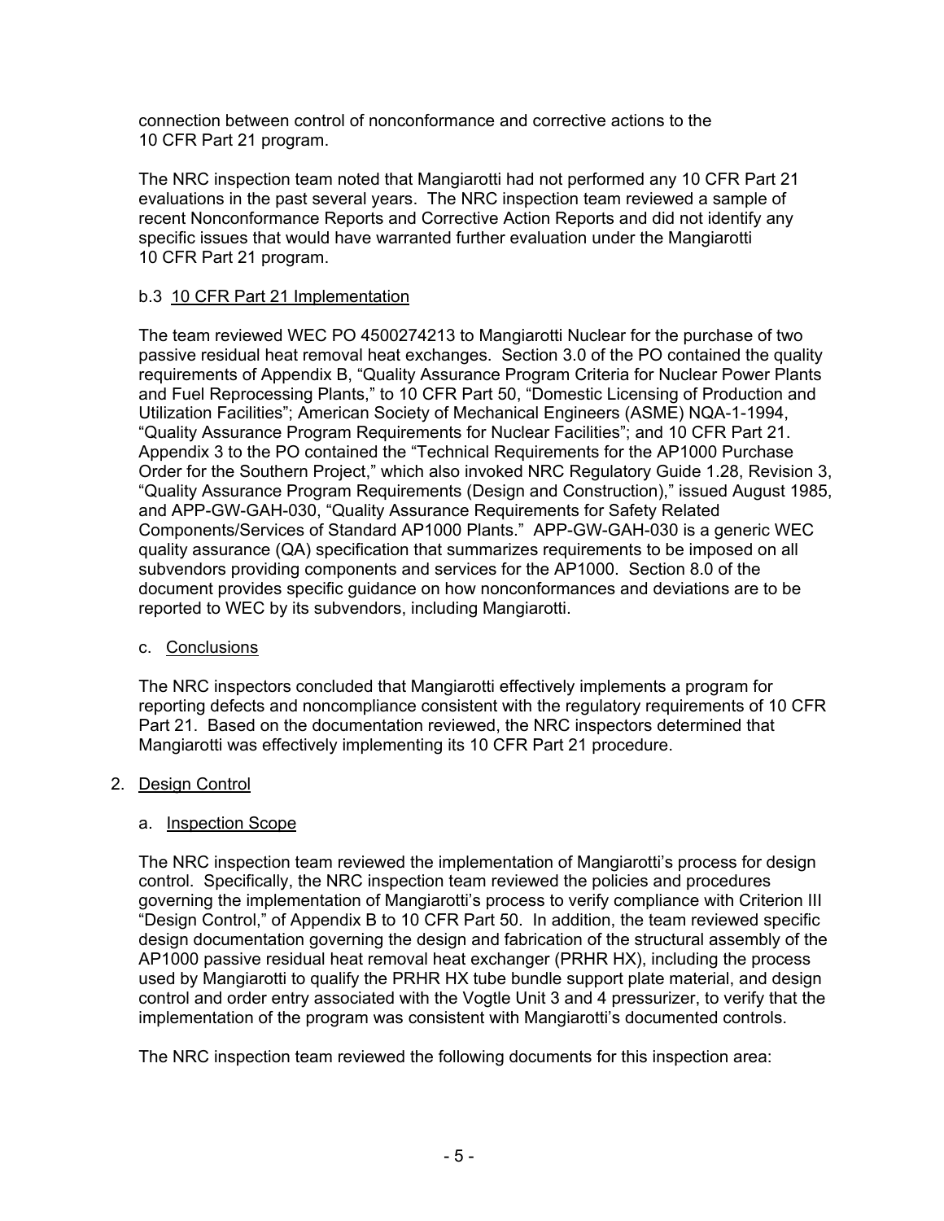connection between control of nonconformance and corrective actions to the 10 CFR Part 21 program.

The NRC inspection team noted that Mangiarotti had not performed any 10 CFR Part 21 evaluations in the past several years. The NRC inspection team reviewed a sample of recent Nonconformance Reports and Corrective Action Reports and did not identify any specific issues that would have warranted further evaluation under the Mangiarotti 10 CFR Part 21 program.

b.3 10 CFR Part 21 Implementation

The team reviewed WEC PO 4500274213 to Mangiarotti Nuclear for the purchase of two passive residual heat removal heat exchanges. Section 3.0 of the PO contained the quality requirements of Appendix B, "Quality Assurance Program Criteria for Nuclear Power Plants and Fuel Reprocessing Plants," to 10 CFR Part 50, "Domestic Licensing of Production and Utilization Facilities"; American Society of Mechanical Engineers (ASME) NQA-1-1994, "Quality Assurance Program Requirements for Nuclear Facilities"; and 10 CFR Part 21. Appendix 3 to the PO contained the "Technical Requirements for the AP1000 Purchase Order for the Southern Project," which also invoked NRC Regulatory Guide 1.28, Revision 3, "Quality Assurance Program Requirements (Design and Construction)," issued August 1985, and APP-GW-GAH-030, "Quality Assurance Requirements for Safety Related Components/Services of Standard AP1000 Plants." APP-GW-GAH-030 is a generic WEC quality assurance (QA) specification that summarizes requirements to be imposed on all subvendors providing components and services for the AP1000. Section 8.0 of the document provides specific guidance on how nonconformances and deviations are to be reported to WEC by its subvendors, including Mangiarotti.

c. Conclusions

The NRC inspectors concluded that Mangiarotti effectively implements a program for reporting defects and noncompliance consistent with the regulatory requirements of 10 CFR Part 21. Based on the documentation reviewed, the NRC inspectors determined that Mangiarotti was effectively implementing its 10 CFR Part 21 procedure.

## 2. Design Control

### a. Inspection Scope

The NRC inspection team reviewed the implementation of Mangiarotti's process for design control. Specifically, the NRC inspection team reviewed the policies and procedures governing the implementation of Mangiarotti's process to verify compliance with Criterion III "Design Control," of Appendix B to 10 CFR Part 50. In addition, the team reviewed specific design documentation governing the design and fabrication of the structural assembly of the AP1000 passive residual heat removal heat exchanger (PRHR HX), including the process used by Mangiarotti to qualify the PRHR HX tube bundle support plate material, and design control and order entry associated with the Vogtle Unit 3 and 4 pressurizer, to verify that the implementation of the program was consistent with Mangiarotti's documented controls.

The NRC inspection team reviewed the following documents for this inspection area: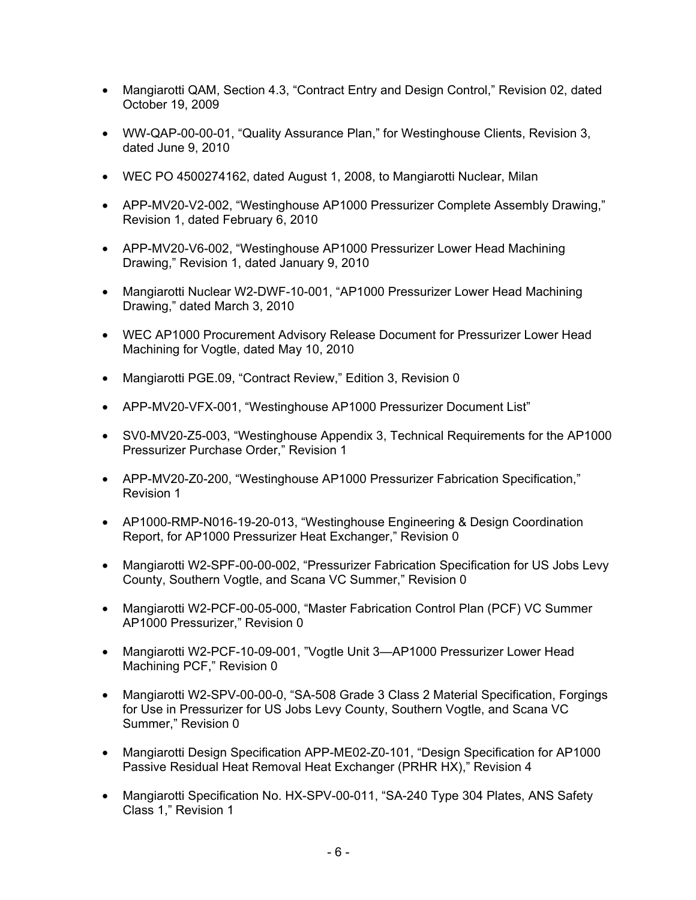- Mangiarotti QAM, Section 4.3, "Contract Entry and Design Control," Revision 02, dated October 19, 2009

- WW-QAP-00-00-01, "Quality Assurance Plan," for Westinghouse Clients, Revision 3, dated June 9, 2010

- WEC PO 4500274162, dated August 1, 2008, to Mangiarotti Nuclear, Milan

- APP-MV20-V2-002, "Westinghouse AP1000 Pressurizer Complete Assembly Drawing," Revision 1, dated February 6, 2010

- APP-MV20-V6-002, "Westinghouse AP1000 Pressurizer Lower Head Machining Drawing," Revision 1, dated January 9, 2010

- Mangiarotti Nuclear W2-DWF-10-001, "AP1000 Pressurizer Lower Head Machining Drawing," dated March 3, 2010

- WEC AP1000 Procurement Advisory Release Document for Pressurizer Lower Head Machining for Vogtle, dated May 10, 2010

- Mangiarotti PGE.09, "Contract Review," Edition 3, Revision 0

- APP-MV20-VFX-001, "Westinghouse AP1000 Pressurizer Document List"

- SV0-MV20-Z5-003, "Westinghouse Appendix 3, Technical Requirements for the AP1000 Pressurizer Purchase Order," Revision 1

- APP-MV20-Z0-200, "Westinghouse AP1000 Pressurizer Fabrication Specification," Revision 1

- AP1000-RMP-N016-19-20-013, "Westinghouse Engineering & Design Coordination Report, for AP1000 Pressurizer Heat Exchanger," Revision 0

- Mangiarotti W2-SPF-00-00-002, "Pressurizer Fabrication Specification for US Jobs Levy County, Southern Vogtle, and Scana VC Summer," Revision 0

- Mangiarotti W2-PCF-00-05-000, "Master Fabrication Control Plan (PCF) VC Summer AP1000 Pressurizer," Revision 0

- Mangiarotti W2-PCF-10-09-001, "Vogtle Unit 3—AP1000 Pressurizer Lower Head Machining PCF," Revision 0

- Mangiarotti W2-SPV-00-00-0, "SA-508 Grade 3 Class 2 Material Specification, Forgings for Use in Pressurizer for US Jobs Levy County, Southern Vogtle, and Scana VC Summer," Revision 0

- Mangiarotti Design Specification APP-ME02-Z0-101, "Design Specification for AP1000 Passive Residual Heat Removal Heat Exchanger (PRHR HX)," Revision 4

- Mangiarotti Specification No. HX-SPV-00-011, "SA-240 Type 304 Plates, ANS Safety Class 1," Revision 1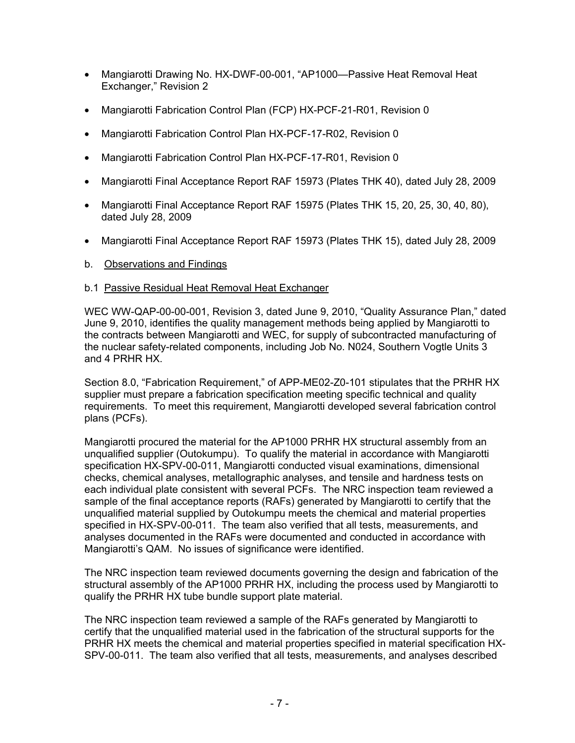- Mangiarotti Drawing No. HX-DWF-00-001, "AP1000—Passive Heat Removal Heat Exchanger," Revision 2
- Mangiarotti Fabrication Control Plan (FCP) HX-PCF-21-R01, Revision 0
- Mangiarotti Fabrication Control Plan HX-PCF-17-R02, Revision 0
- Mangiarotti Fabrication Control Plan HX-PCF-17-R01, Revision 0
- Mangiarotti Final Acceptance Report RAF 15973 (Plates THK 40), dated July 28, 2009
- Mangiarotti Final Acceptance Report RAF 15975 (Plates THK 15, 20, 25, 30, 40, 80), dated July 28, 2009
- Mangiarotti Final Acceptance Report RAF 15973 (Plates THK 15), dated July 28, 2009

b. Observations and Findings

b.1 Passive Residual Heat Removal Heat Exchanger

WEC WW-QAP-00-00-001, Revision 3, dated June 9, 2010, "Quality Assurance Plan," dated June 9, 2010, identifies the quality management methods being applied by Mangiarotti to the contracts between Mangiarotti and WEC, for supply of subcontracted manufacturing of the nuclear safety-related components, including Job No. N024, Southern Vogtle Units 3 and 4 PRHR HX.

Section 8.0, "Fabrication Requirement," of APP-ME02-Z0-101 stipulates that the PRHR HX supplier must prepare a fabrication specification meeting specific technical and quality requirements. To meet this requirement, Mangiarotti developed several fabrication control plans (PCFs).

Mangiarotti procured the material for the AP1000 PRHR HX structural assembly from an unqualified supplier (Outokumpu). To qualify the material in accordance with Mangiarotti specification HX-SPV-00-011, Mangiarotti conducted visual examinations, dimensional checks, chemical analyses, metallographic analyses, and tensile and hardness tests on each individual plate consistent with several PCFs. The NRC inspection team reviewed a sample of the final acceptance reports (RAFs) generated by Mangiarotti to certify that the unqualified material supplied by Outokumpu meets the chemical and material properties specified in HX-SPV-00-011. The team also verified that all tests, measurements, and analyses documented in the RAFs were documented and conducted in accordance with Mangiarotti's QAM. No issues of significance were identified.

The NRC inspection team reviewed documents governing the design and fabrication of the structural assembly of the AP1000 PRHR HX, including the process used by Mangiarotti to qualify the PRHR HX tube bundle support plate material.

The NRC inspection team reviewed a sample of the RAFs generated by Mangiarotti to certify that the unqualified material used in the fabrication of the structural supports for the PRHR HX meets the chemical and material properties specified in material specification HX-SPV-00-011. The team also verified that all tests, measurements, and analyses described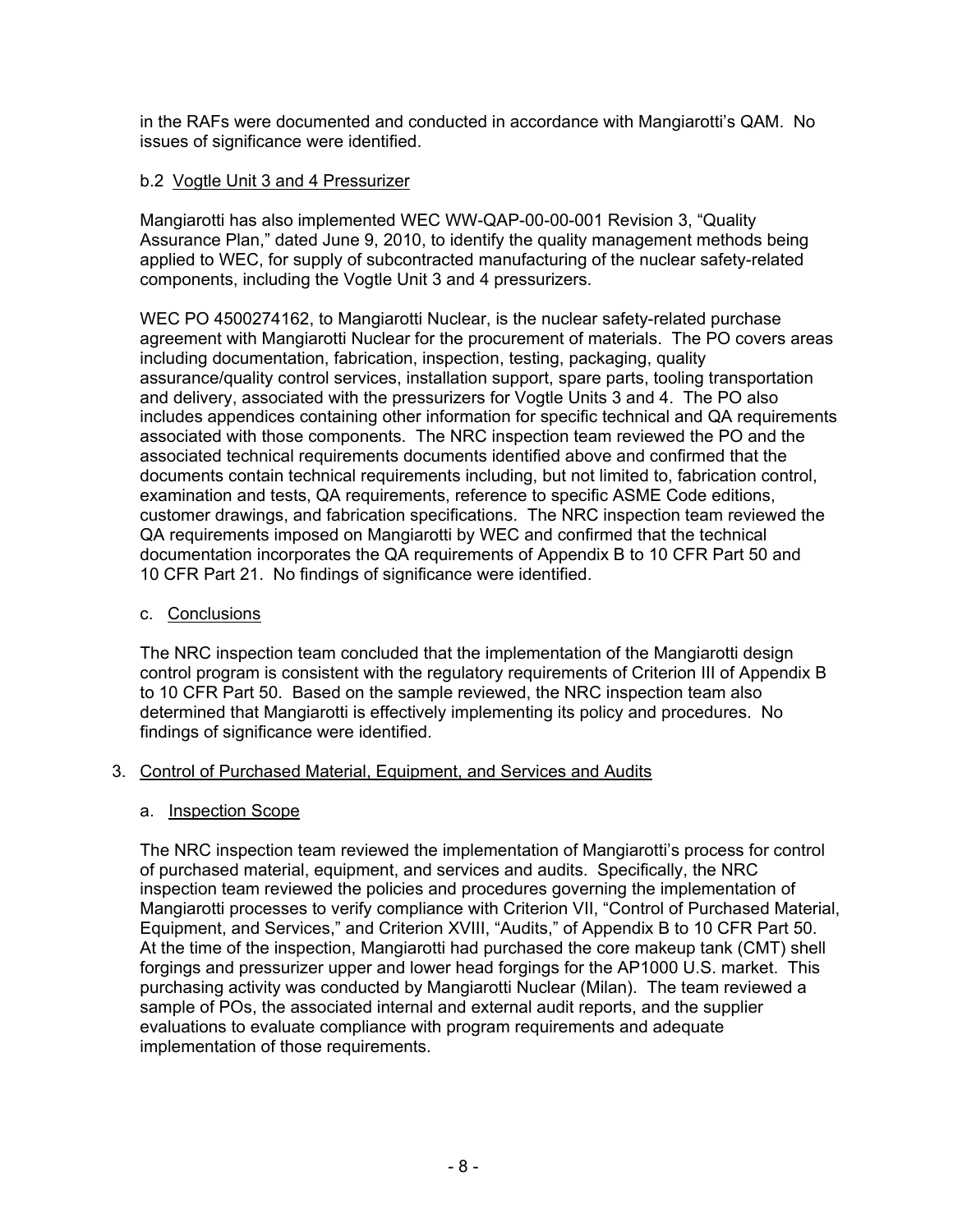in the RAFs were documented and conducted in accordance with Mangiarotti's QAM. No issues of significance were identified.

b.2 Vogtle Unit 3 and 4 Pressurizer

Mangiarotti has also implemented WEC WW-QAP-00-00-001 Revision 3, "Quality Assurance Plan," dated June 9, 2010, to identify the quality management methods being applied to WEC, for supply of subcontracted manufacturing of the nuclear safety-related components, including the Vogtle Unit 3 and 4 pressurizers.

WEC PO 4500274162, to Mangiarotti Nuclear, is the nuclear safety-related purchase agreement with Mangiarotti Nuclear for the procurement of materials. The PO covers areas including documentation, fabrication, inspection, testing, packaging, quality assurance/quality control services, installation support, spare parts, tooling transportation and delivery, associated with the pressurizers for Vogtle Units 3 and 4. The PO also includes appendices containing other information for specific technical and QA requirements associated with those components. The NRC inspection team reviewed the PO and the associated technical requirements documents identified above and confirmed that the documents contain technical requirements including, but not limited to, fabrication control, examination and tests, QA requirements, reference to specific ASME Code editions, customer drawings, and fabrication specifications. The NRC inspection team reviewed the QA requirements imposed on Mangiarotti by WEC and confirmed that the technical documentation incorporates the QA requirements of Appendix B to 10 CFR Part 50 and 10 CFR Part 21. No findings of significance were identified.

c. Conclusions

The NRC inspection team concluded that the implementation of the Mangiarotti design control program is consistent with the regulatory requirements of Criterion III of Appendix B to 10 CFR Part 50. Based on the sample reviewed, the NRC inspection team also determined that Mangiarotti is effectively implementing its policy and procedures. No findings of significance were identified.

3. Control of Purchased Material, Equipment, and Services and Audits

a. Inspection Scope

The NRC inspection team reviewed the implementation of Mangiarotti's process for control of purchased material, equipment, and services and audits. Specifically, the NRC inspection team reviewed the policies and procedures governing the implementation of Mangiarotti processes to verify compliance with Criterion VII, "Control of Purchased Material, Equipment, and Services," and Criterion XVIII, "Audits," of Appendix B to 10 CFR Part 50. At the time of the inspection, Mangiarotti had purchased the core makeup tank (CMT) shell forgings and pressurizer upper and lower head forgings for the AP1000 U.S. market. This purchasing activity was conducted by Mangiarotti Nuclear (Milan). The team reviewed a sample of POs, the associated internal and external audit reports, and the supplier evaluations to evaluate compliance with program requirements and adequate implementation of those requirements.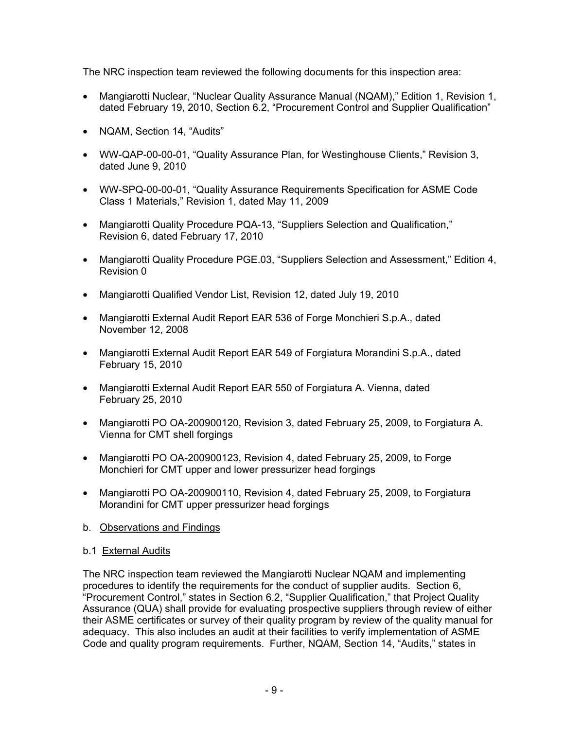The NRC inspection team reviewed the following documents for this inspection area:

- Mangiarotti Nuclear, "Nuclear Quality Assurance Manual (NQAM)," Edition 1, Revision 1, dated February 19, 2010, Section 6.2, "Procurement Control and Supplier Qualification"
- NQAM, Section 14, "Audits"
- WW-QAP-00-00-01, "Quality Assurance Plan, for Westinghouse Clients," Revision 3, dated June 9, 2010
- WW-SPQ-00-00-01, "Quality Assurance Requirements Specification for ASME Code Class 1 Materials," Revision 1, dated May 11, 2009
- Mangiarotti Quality Procedure PQA-13, "Suppliers Selection and Qualification," Revision 6, dated February 17, 2010
- Mangiarotti Quality Procedure PGE.03, "Suppliers Selection and Assessment," Edition 4, Revision 0
- Mangiarotti Qualified Vendor List, Revision 12, dated July 19, 2010
- Mangiarotti External Audit Report EAR 536 of Forge Monchieri S.p.A., dated November 12, 2008
- Mangiarotti External Audit Report EAR 549 of Forgiatura Morandini S.p.A., dated February 15, 2010
- Mangiarotti External Audit Report EAR 550 of Forgiatura A. Vienna, dated February 25, 2010
- Mangiarotti PO OA-200900120, Revision 3, dated February 25, 2009, to Forgiatura A. Vienna for CMT shell forgings
- Mangiarotti PO OA-200900123, Revision 4, dated February 25, 2009, to Forge Monchieri for CMT upper and lower pressurizer head forgings
- Mangiarotti PO OA-200900110, Revision 4, dated February 25, 2009, to Forgiatura Morandini for CMT upper pressurizer head forgings

b. Observations and Findings

b.1 External Audits

The NRC inspection team reviewed the Mangiarotti Nuclear NQAM and implementing procedures to identify the requirements for the conduct of supplier audits. Section 6, "Procurement Control," states in Section 6.2, "Supplier Qualification," that Project Quality Assurance (QUA) shall provide for evaluating prospective suppliers through review of either their ASME certificates or survey of their quality program by review of the quality manual for adequacy. This also includes an audit at their facilities to verify implementation of ASME Code and quality program requirements. Further, NQAM, Section 14, "Audits," states in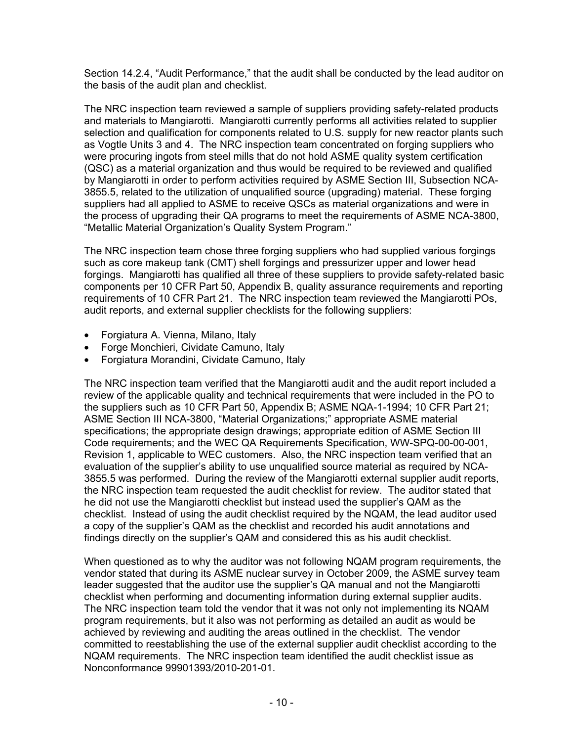Section 14.2.4, "Audit Performance," that the audit shall be conducted by the lead auditor on the basis of the audit plan and checklist.

The NRC inspection team reviewed a sample of suppliers providing safety-related products and materials to Mangiarotti. Mangiarotti currently performs all activities related to supplier selection and qualification for components related to U.S. supply for new reactor plants such as Vogtle Units 3 and 4. The NRC inspection team concentrated on forging suppliers who were procuring ingots from steel mills that do not hold ASME quality system certification (QSC) as a material organization and thus would be required to be reviewed and qualified by Mangiarotti in order to perform activities required by ASME Section III, Subsection NCA-3855.5, related to the utilization of unqualified source (upgrading) material. These forging suppliers had all applied to ASME to receive QSCs as material organizations and were in the process of upgrading their QA programs to meet the requirements of ASME NCA-3800, "Metallic Material Organization's Quality System Program."

The NRC inspection team chose three forging suppliers who had supplied various forgings such as core makeup tank (CMT) shell forgings and pressurizer upper and lower head forgings. Mangiarotti has qualified all three of these suppliers to provide safety-related basic components per 10 CFR Part 50, Appendix B, quality assurance requirements and reporting requirements of 10 CFR Part 21. The NRC inspection team reviewed the Mangiarotti POs, audit reports, and external supplier checklists for the following suppliers:

- Forgiatura A. Vienna, Milano, Italy
- Forge Monchieri, Cividate Camuno, Italy
- Forgiatura Morandini, Cividate Camuno, Italy

The NRC inspection team verified that the Mangiarotti audit and the audit report included a review of the applicable quality and technical requirements that were included in the PO to the suppliers such as 10 CFR Part 50, Appendix B; ASME NQA-1-1994; 10 CFR Part 21; ASME Section III NCA-3800, "Material Organizations;" appropriate ASME material specifications; the appropriate design drawings; appropriate edition of ASME Section III Code requirements; and the WEC QA Requirements Specification, WW-SPQ-00-00-001, Revision 1, applicable to WEC customers. Also, the NRC inspection team verified that an evaluation of the supplier's ability to use unqualified source material as required by NCA-3855.5 was performed. During the review of the Mangiarotti external supplier audit reports, the NRC inspection team requested the audit checklist for review. The auditor stated that he did not use the Mangiarotti checklist but instead used the supplier's QAM as the checklist. Instead of using the audit checklist required by the NQAM, the lead auditor used a copy of the supplier's QAM as the checklist and recorded his audit annotations and findings directly on the supplier's QAM and considered this as his audit checklist.

When questioned as to why the auditor was not following NQAM program requirements, the vendor stated that during its ASME nuclear survey in October 2009, the ASME survey team leader suggested that the auditor use the supplier's QA manual and not the Mangiarotti checklist when performing and documenting information during external supplier audits. The NRC inspection team told the vendor that it was not only not implementing its NQAM program requirements, but it also was not performing as detailed an audit as would be achieved by reviewing and auditing the areas outlined in the checklist. The vendor committed to reestablishing the use of the external supplier audit checklist according to the NQAM requirements. The NRC inspection team identified the audit checklist issue as Nonconformance 99901393/2010-201-01.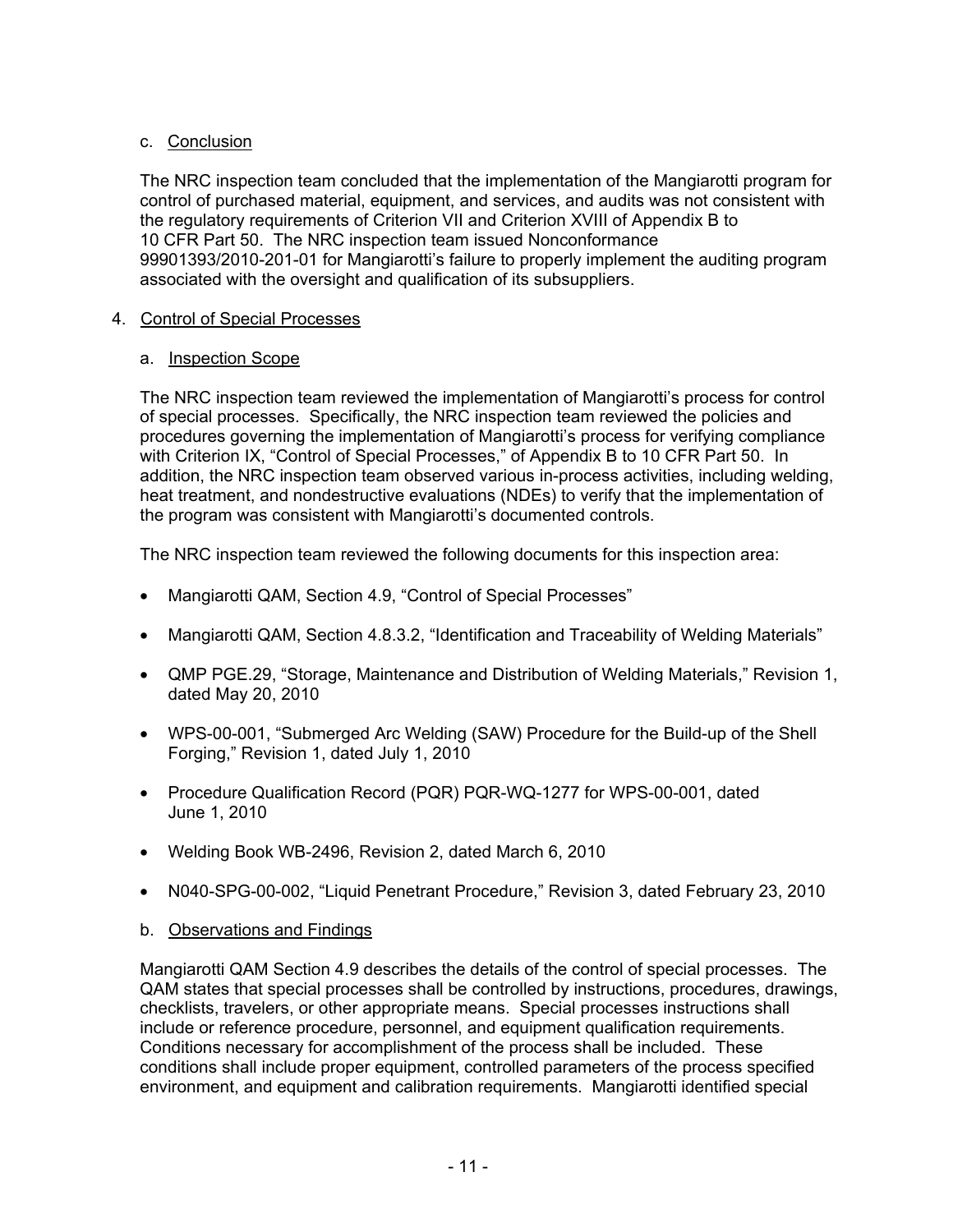c. Conclusion

The NRC inspection team concluded that the implementation of the Mangiarotti program for control of purchased material, equipment, and services, and audits was not consistent with the regulatory requirements of Criterion VII and Criterion XVIII of Appendix B to 10 CFR Part 50. The NRC inspection team issued Nonconformance 99901393/2010-201-01 for Mangiarotti's failure to properly implement the auditing program associated with the oversight and qualification of its subsuppliers.

4. Control of Special Processes

a. Inspection Scope

The NRC inspection team reviewed the implementation of Mangiarotti's process for control of special processes. Specifically, the NRC inspection team reviewed the policies and procedures governing the implementation of Mangiarotti's process for verifying compliance with Criterion IX, "Control of Special Processes," of Appendix B to 10 CFR Part 50. In addition, the NRC inspection team observed various in-process activities, including welding, heat treatment, and nondestructive evaluations (NDEs) to verify that the implementation of the program was consistent with Mangiarotti's documented controls.

The NRC inspection team reviewed the following documents for this inspection area:

- Mangiarotti QAM, Section 4.9, "Control of Special Processes"
- Mangiarotti QAM, Section 4.8.3.2, "Identification and Traceability of Welding Materials"
- QMP PGE.29, "Storage, Maintenance and Distribution of Welding Materials," Revision 1, dated May 20, 2010
- WPS-00-001, "Submerged Arc Welding (SAW) Procedure for the Build-up of the Shell Forging," Revision 1, dated July 1, 2010
- Procedure Qualification Record (PQR) PQR-WQ-1277 for WPS-00-001, dated June 1, 2010
- Welding Book WB-2496, Revision 2, dated March 6, 2010
- N040-SPG-00-002, "Liquid Penetrant Procedure," Revision 3, dated February 23, 2010

b. Observations and Findings

Mangiarotti QAM Section 4.9 describes the details of the control of special processes. The QAM states that special processes shall be controlled by instructions, procedures, drawings, checklists, travelers, or other appropriate means. Special processes instructions shall include or reference procedure, personnel, and equipment qualification requirements. Conditions necessary for accomplishment of the process shall be included. These conditions shall include proper equipment, controlled parameters of the process specified environment, and equipment and calibration requirements. Mangiarotti identified special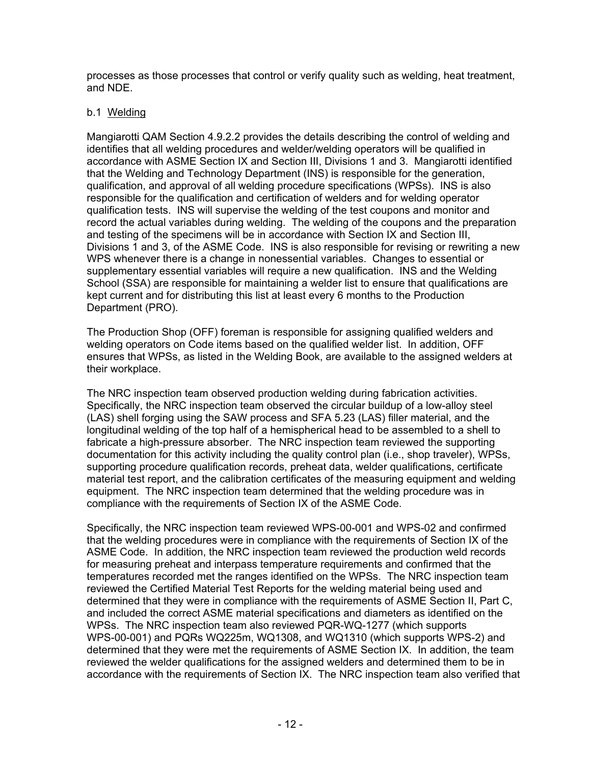processes as those processes that control or verify quality such as welding, heat treatment, and NDE.

b.1 Welding

Mangiarotti QAM Section 4.9.2.2 provides the details describing the control of welding and identifies that all welding procedures and welder/welding operators will be qualified in accordance with ASME Section IX and Section III, Divisions 1 and 3. Mangiarotti identified that the Welding and Technology Department (INS) is responsible for the generation, qualification, and approval of all welding procedure specifications (WPSs). INS is also responsible for the qualification and certification of welders and for welding operator qualification tests. INS will supervise the welding of the test coupons and monitor and record the actual variables during welding. The welding of the coupons and the preparation and testing of the specimens will be in accordance with Section IX and Section III, Divisions 1 and 3, of the ASME Code. INS is also responsible for revising or rewriting a new WPS whenever there is a change in nonessential variables. Changes to essential or supplementary essential variables will require a new qualification. INS and the Welding School (SSA) are responsible for maintaining a welder list to ensure that qualifications are kept current and for distributing this list at least every 6 months to the Production Department (PRO).

The Production Shop (OFF) foreman is responsible for assigning qualified welders and welding operators on Code items based on the qualified welder list. In addition, OFF ensures that WPSs, as listed in the Welding Book, are available to the assigned welders at their workplace.

The NRC inspection team observed production welding during fabrication activities. Specifically, the NRC inspection team observed the circular buildup of a low-alloy steel (LAS) shell forging using the SAW process and SFA 5.23 (LAS) filler material, and the longitudinal welding of the top half of a hemispherical head to be assembled to a shell to fabricate a high-pressure absorber. The NRC inspection team reviewed the supporting documentation for this activity including the quality control plan (i.e., shop traveler), WPSs, supporting procedure qualification records, preheat data, welder qualifications, certificate material test report, and the calibration certificates of the measuring equipment and welding equipment. The NRC inspection team determined that the welding procedure was in compliance with the requirements of Section IX of the ASME Code.

Specifically, the NRC inspection team reviewed WPS-00-001 and WPS-02 and confirmed that the welding procedures were in compliance with the requirements of Section IX of the ASME Code. In addition, the NRC inspection team reviewed the production weld records for measuring preheat and interpass temperature requirements and confirmed that the temperatures recorded met the ranges identified on the WPSs. The NRC inspection team reviewed the Certified Material Test Reports for the welding material being used and determined that they were in compliance with the requirements of ASME Section II, Part C, and included the correct ASME material specifications and diameters as identified on the WPSs. The NRC inspection team also reviewed PQR-WQ-1277 (which supports WPS-00-001) and PQRs WQ225m, WQ1308, and WQ1310 (which supports WPS-2) and determined that they were met the requirements of ASME Section IX. In addition, the team reviewed the welder qualifications for the assigned welders and determined them to be in accordance with the requirements of Section IX. The NRC inspection team also verified that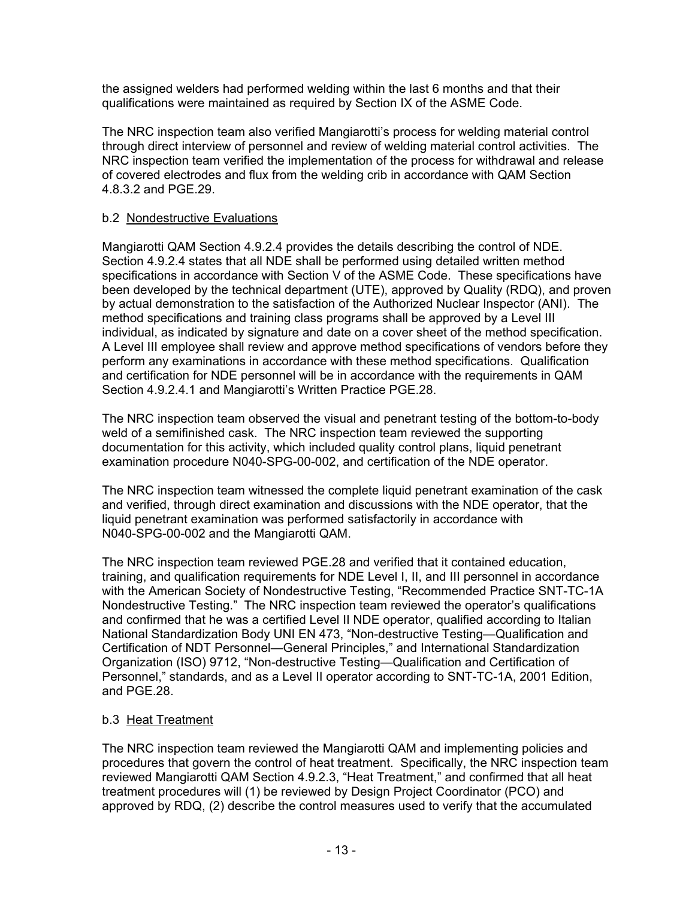the assigned welders had performed welding within the last 6 months and that their qualifications were maintained as required by Section IX of the ASME Code.

The NRC inspection team also verified Mangiarotti's process for welding material control through direct interview of personnel and review of welding material control activities. The NRC inspection team verified the implementation of the process for withdrawal and release of covered electrodes and flux from the welding crib in accordance with QAM Section 4.8.3.2 and PGE.29.

b.2 Nondestructive Evaluations

Mangiarotti QAM Section 4.9.2.4 provides the details describing the control of NDE. Section 4.9.2.4 states that all NDE shall be performed using detailed written method specifications in accordance with Section V of the ASME Code. These specifications have been developed by the technical department (UTE), approved by Quality (RDQ), and proven by actual demonstration to the satisfaction of the Authorized Nuclear Inspector (ANI). The method specifications and training class programs shall be approved by a Level III individual, as indicated by signature and date on a cover sheet of the method specification. A Level III employee shall review and approve method specifications of vendors before they perform any examinations in accordance with these method specifications. Qualification and certification for NDE personnel will be in accordance with the requirements in QAM Section 4.9.2.4.1 and Mangiarotti's Written Practice PGE.28.

The NRC inspection team observed the visual and penetrant testing of the bottom-to-body weld of a semifinished cask. The NRC inspection team reviewed the supporting documentation for this activity, which included quality control plans, liquid penetrant examination procedure N040-SPG-00-002, and certification of the NDE operator.

The NRC inspection team witnessed the complete liquid penetrant examination of the cask and verified, through direct examination and discussions with the NDE operator, that the liquid penetrant examination was performed satisfactorily in accordance with N040-SPG-00-002 and the Mangiarotti QAM.

The NRC inspection team reviewed PGE.28 and verified that it contained education, training, and qualification requirements for NDE Level I, II, and III personnel in accordance with the American Society of Nondestructive Testing, "Recommended Practice SNT-TC-1A Nondestructive Testing." The NRC inspection team reviewed the operator's qualifications and confirmed that he was a certified Level II NDE operator, qualified according to Italian National Standardization Body UNI EN 473, "Non-destructive Testing—Qualification and Certification of NDT Personnel—General Principles," and International Standardization Organization (ISO) 9712, "Non-destructive Testing—Qualification and Certification of Personnel," standards, and as a Level II operator according to SNT-TC-1A, 2001 Edition, and PGE.28.

b.3 Heat Treatment

The NRC inspection team reviewed the Mangiarotti QAM and implementing policies and procedures that govern the control of heat treatment. Specifically, the NRC inspection team reviewed Mangiarotti QAM Section 4.9.2.3, "Heat Treatment," and confirmed that all heat treatment procedures will (1) be reviewed by Design Project Coordinator (PCO) and approved by RDQ, (2) describe the control measures used to verify that the accumulated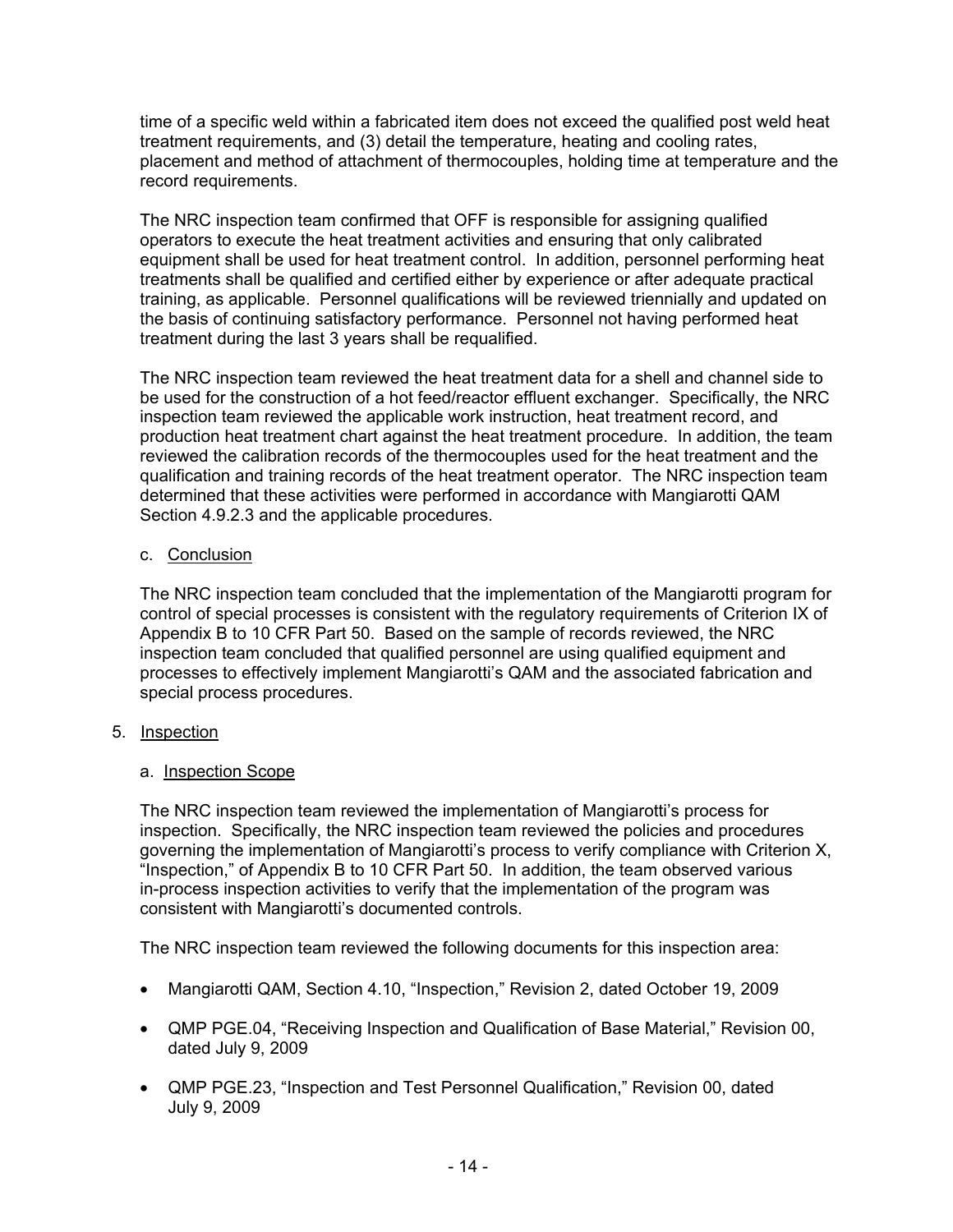time of a specific weld within a fabricated item does not exceed the qualified post weld heat treatment requirements, and (3) detail the temperature, heating and cooling rates, placement and method of attachment of thermocouples, holding time at temperature and the record requirements.

The NRC inspection team confirmed that OFF is responsible for assigning qualified operators to execute the heat treatment activities and ensuring that only calibrated equipment shall be used for heat treatment control. In addition, personnel performing heat treatments shall be qualified and certified either by experience or after adequate practical training, as applicable. Personnel qualifications will be reviewed triennially and updated on the basis of continuing satisfactory performance. Personnel not having performed heat treatment during the last 3 years shall be requalified.

The NRC inspection team reviewed the heat treatment data for a shell and channel side to be used for the construction of a hot feed/reactor effluent exchanger. Specifically, the NRC inspection team reviewed the applicable work instruction, heat treatment record, and production heat treatment chart against the heat treatment procedure. In addition, the team reviewed the calibration records of the thermocouples used for the heat treatment and the qualification and training records of the heat treatment operator. The NRC inspection team determined that these activities were performed in accordance with Mangiarotti QAM Section 4.9.2.3 and the applicable procedures.

c. Conclusion

The NRC inspection team concluded that the implementation of the Mangiarotti program for control of special processes is consistent with the regulatory requirements of Criterion IX of Appendix B to 10 CFR Part 50. Based on the sample of records reviewed, the NRC inspection team concluded that qualified personnel are using qualified equipment and processes to effectively implement Mangiarotti's QAM and the associated fabrication and special process procedures.

5. Inspection

a. Inspection Scope

The NRC inspection team reviewed the implementation of Mangiarotti's process for inspection. Specifically, the NRC inspection team reviewed the policies and procedures governing the implementation of Mangiarotti's process to verify compliance with Criterion X, "Inspection," of Appendix B to 10 CFR Part 50. In addition, the team observed various in-process inspection activities to verify that the implementation of the program was consistent with Mangiarotti's documented controls.

The NRC inspection team reviewed the following documents for this inspection area:

- Mangiarotti QAM, Section 4.10, "Inspection," Revision 2, dated October 19, 2009
- QMP PGE.04, "Receiving Inspection and Qualification of Base Material," Revision 00, dated July 9, 2009
- QMP PGE.23, "Inspection and Test Personnel Qualification," Revision 00, dated July 9, 2009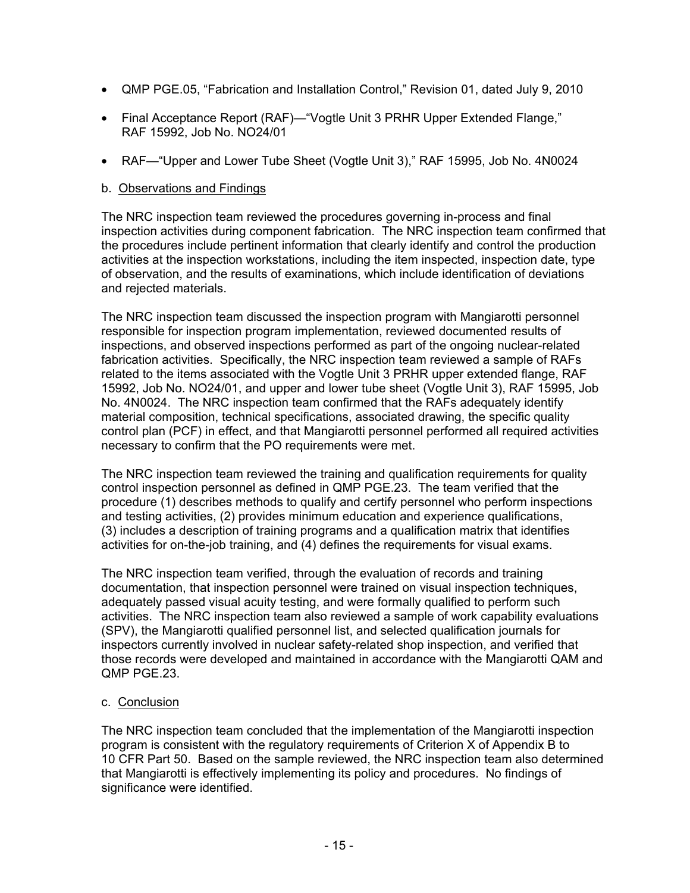- QMP PGE.05, "Fabrication and Installation Control," Revision 01, dated July 9, 2010
- Final Acceptance Report (RAF)—"Vogtle Unit 3 PRHR Upper Extended Flange," RAF 15992, Job No. NO24/01
- RAF—"Upper and Lower Tube Sheet (Vogtle Unit 3)," RAF 15995, Job No. 4N0024

b. Observations and Findings

The NRC inspection team reviewed the procedures governing in-process and final inspection activities during component fabrication. The NRC inspection team confirmed that the procedures include pertinent information that clearly identify and control the production activities at the inspection workstations, including the item inspected, inspection date, type of observation, and the results of examinations, which include identification of deviations and rejected materials.

The NRC inspection team discussed the inspection program with Mangiarotti personnel responsible for inspection program implementation, reviewed documented results of inspections, and observed inspections performed as part of the ongoing nuclear-related fabrication activities. Specifically, the NRC inspection team reviewed a sample of RAFs related to the items associated with the Vogtle Unit 3 PRHR upper extended flange, RAF 15992, Job No. NO24/01, and upper and lower tube sheet (Vogtle Unit 3), RAF 15995, Job No. 4N0024. The NRC inspection team confirmed that the RAFs adequately identify material composition, technical specifications, associated drawing, the specific quality control plan (PCF) in effect, and that Mangiarotti personnel performed all required activities necessary to confirm that the PO requirements were met.

The NRC inspection team reviewed the training and qualification requirements for quality control inspection personnel as defined in QMP PGE.23. The team verified that the procedure (1) describes methods to qualify and certify personnel who perform inspections and testing activities, (2) provides minimum education and experience qualifications, (3) includes a description of training programs and a qualification matrix that identifies activities for on-the-job training, and (4) defines the requirements for visual exams.

The NRC inspection team verified, through the evaluation of records and training documentation, that inspection personnel were trained on visual inspection techniques, adequately passed visual acuity testing, and were formally qualified to perform such activities. The NRC inspection team also reviewed a sample of work capability evaluations (SPV), the Mangiarotti qualified personnel list, and selected qualification journals for inspectors currently involved in nuclear safety-related shop inspection, and verified that those records were developed and maintained in accordance with the Mangiarotti QAM and QMP PGE.23.

c. Conclusion

The NRC inspection team concluded that the implementation of the Mangiarotti inspection program is consistent with the regulatory requirements of Criterion X of Appendix B to 10 CFR Part 50. Based on the sample reviewed, the NRC inspection team also determined that Mangiarotti is effectively implementing its policy and procedures. No findings of significance were identified.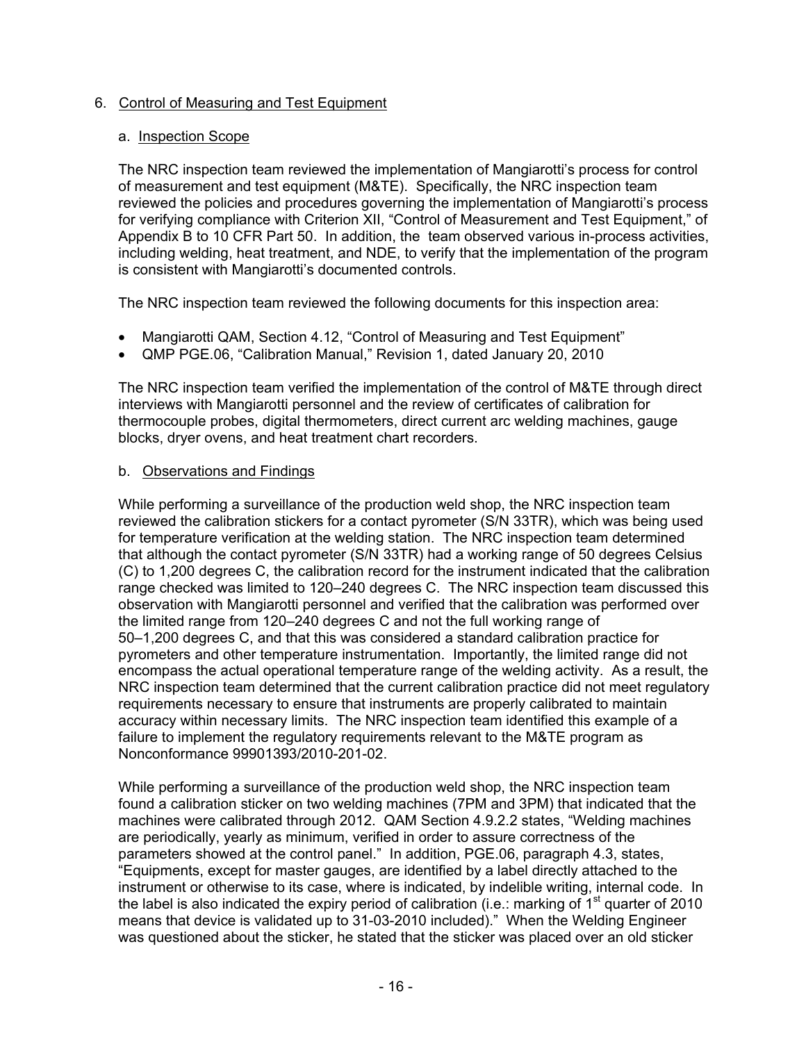6. Control of Measuring and Test Equipment

a. Inspection Scope

The NRC inspection team reviewed the implementation of Mangiarotti's process for control of measurement and test equipment (M&TE). Specifically, the NRC inspection team reviewed the policies and procedures governing the implementation of Mangiarotti's process for verifying compliance with Criterion XII, "Control of Measurement and Test Equipment," of Appendix B to 10 CFR Part 50. In addition, the team observed various in-process activities, including welding, heat treatment, and NDE, to verify that the implementation of the program is consistent with Mangiarotti's documented controls.

The NRC inspection team reviewed the following documents for this inspection area:

- Mangiarotti QAM, Section 4.12, "Control of Measuring and Test Equipment"
- QMP PGE.06, "Calibration Manual," Revision 1, dated January 20, 2010

The NRC inspection team verified the implementation of the control of M&TE through direct interviews with Mangiarotti personnel and the review of certificates of calibration for thermocouple probes, digital thermometers, direct current arc welding machines, gauge blocks, dryer ovens, and heat treatment chart recorders.

b. Observations and Findings

While performing a surveillance of the production weld shop, the NRC inspection team reviewed the calibration stickers for a contact pyrometer (S/N 33TR), which was being used for temperature verification at the welding station. The NRC inspection team determined that although the contact pyrometer (S/N 33TR) had a working range of 50 degrees Celsius (C) to 1,200 degrees C, the calibration record for the instrument indicated that the calibration range checked was limited to 120–240 degrees C. The NRC inspection team discussed this observation with Mangiarotti personnel and verified that the calibration was performed over the limited range from 120–240 degrees C and not the full working range of 50–1,200 degrees C, and that this was considered a standard calibration practice for pyrometers and other temperature instrumentation. Importantly, the limited range did not encompass the actual operational temperature range of the welding activity. As a result, the NRC inspection team determined that the current calibration practice did not meet regulatory requirements necessary to ensure that instruments are properly calibrated to maintain accuracy within necessary limits. The NRC inspection team identified this example of a failure to implement the regulatory requirements relevant to the M&TE program as Nonconformance 99901393/2010-201-02.

While performing a surveillance of the production weld shop, the NRC inspection team found a calibration sticker on two welding machines (7PM and 3PM) that indicated that the machines were calibrated through 2012. QAM Section 4.9.2.2 states, "Welding machines are periodically, yearly as minimum, verified in order to assure correctness of the parameters showed at the control panel." In addition, PGE.06, paragraph 4.3, states, "Equipments, except for master gauges, are identified by a label directly attached to the instrument or otherwise to its case, where is indicated, by indelible writing, internal code. In the label is also indicated the expiry period of calibration (i.e.: marking of 1st quarter of 2010 means that device is validated up to 31-03-2010 included)." When the Welding Engineer was questioned about the sticker, he stated that the sticker was placed over an old sticker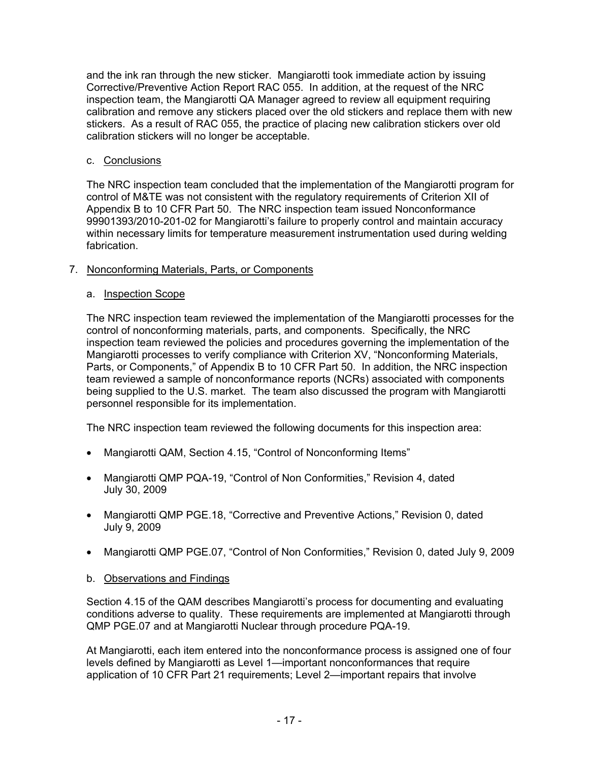and the ink ran through the new sticker. Mangiarotti took immediate action by issuing Corrective/Preventive Action Report RAC 055. In addition, at the request of the NRC inspection team, the Mangiarotti QA Manager agreed to review all equipment requiring calibration and remove any stickers placed over the old stickers and replace them with new stickers. As a result of RAC 055, the practice of placing new calibration stickers over old calibration stickers will no longer be acceptable.

c. Conclusions

The NRC inspection team concluded that the implementation of the Mangiarotti program for control of M&TE was not consistent with the regulatory requirements of Criterion XII of Appendix B to 10 CFR Part 50. The NRC inspection team issued Nonconformance 99901393/2010-201-02 for Mangiarotti's failure to properly control and maintain accuracy within necessary limits for temperature measurement instrumentation used during welding fabrication.

7. Nonconforming Materials, Parts, or Components

a. Inspection Scope

The NRC inspection team reviewed the implementation of the Mangiarotti processes for the control of nonconforming materials, parts, and components. Specifically, the NRC inspection team reviewed the policies and procedures governing the implementation of the Mangiarotti processes to verify compliance with Criterion XV, "Nonconforming Materials, Parts, or Components," of Appendix B to 10 CFR Part 50. In addition, the NRC inspection team reviewed a sample of nonconformance reports (NCRs) associated with components being supplied to the U.S. market. The team also discussed the program with Mangiarotti personnel responsible for its implementation.

The NRC inspection team reviewed the following documents for this inspection area:

- Mangiarotti QAM, Section 4.15, "Control of Nonconforming Items"
- Mangiarotti QMP PQA-19, "Control of Non Conformities," Revision 4, dated July 30, 2009
- Mangiarotti QMP PGE.18, "Corrective and Preventive Actions," Revision 0, dated July 9, 2009
- Mangiarotti QMP PGE.07, "Control of Non Conformities," Revision 0, dated July 9, 2009

b. Observations and Findings

Section 4.15 of the QAM describes Mangiarotti's process for documenting and evaluating conditions adverse to quality. These requirements are implemented at Mangiarotti through QMP PGE.07 and at Mangiarotti Nuclear through procedure PQA-19.

At Mangiarotti, each item entered into the nonconformance process is assigned one of four levels defined by Mangiarotti as Level 1—important nonconformances that require application of 10 CFR Part 21 requirements; Level 2—important repairs that involve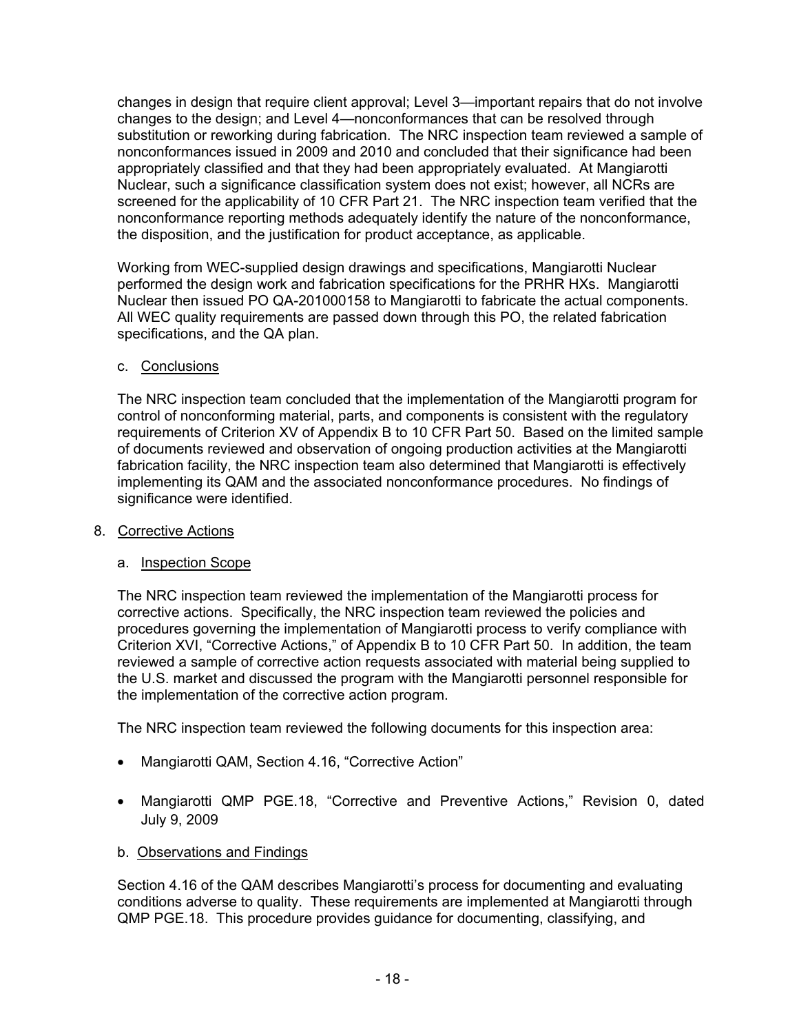changes in design that require client approval; Level 3—important repairs that do not involve changes to the design; and Level 4—nonconformances that can be resolved through substitution or reworking during fabrication. The NRC inspection team reviewed a sample of nonconformances issued in 2009 and 2010 and concluded that their significance had been appropriately classified and that they had been appropriately evaluated. At Mangiarotti Nuclear, such a significance classification system does not exist; however, all NCRs are screened for the applicability of 10 CFR Part 21. The NRC inspection team verified that the nonconformance reporting methods adequately identify the nature of the nonconformance, the disposition, and the justification for product acceptance, as applicable.

Working from WEC-supplied design drawings and specifications, Mangiarotti Nuclear performed the design work and fabrication specifications for the PRHR HXs. Mangiarotti Nuclear then issued PO QA-201000158 to Mangiarotti to fabricate the actual components. All WEC quality requirements are passed down through this PO, the related fabrication specifications, and the QA plan.

c. Conclusions

The NRC inspection team concluded that the implementation of the Mangiarotti program for control of nonconforming material, parts, and components is consistent with the regulatory requirements of Criterion XV of Appendix B to 10 CFR Part 50. Based on the limited sample of documents reviewed and observation of ongoing production activities at the Mangiarotti fabrication facility, the NRC inspection team also determined that Mangiarotti is effectively implementing its QAM and the associated nonconformance procedures. No findings of significance were identified.

## 8. Corrective Actions

a. Inspection Scope

The NRC inspection team reviewed the implementation of the Mangiarotti process for corrective actions. Specifically, the NRC inspection team reviewed the policies and procedures governing the implementation of Mangiarotti process to verify compliance with Criterion XVI, "Corrective Actions," of Appendix B to 10 CFR Part 50. In addition, the team reviewed a sample of corrective action requests associated with material being supplied to the U.S. market and discussed the program with the Mangiarotti personnel responsible for the implementation of the corrective action program.

The NRC inspection team reviewed the following documents for this inspection area:

- Mangiarotti QAM, Section 4.16, "Corrective Action"
- Mangiarotti QMP PGE.18, "Corrective and Preventive Actions," Revision 0, dated July 9, 2009

b. Observations and Findings

Section 4.16 of the QAM describes Mangiarotti's process for documenting and evaluating conditions adverse to quality. These requirements are implemented at Mangiarotti through QMP PGE.18. This procedure provides guidance for documenting, classifying, and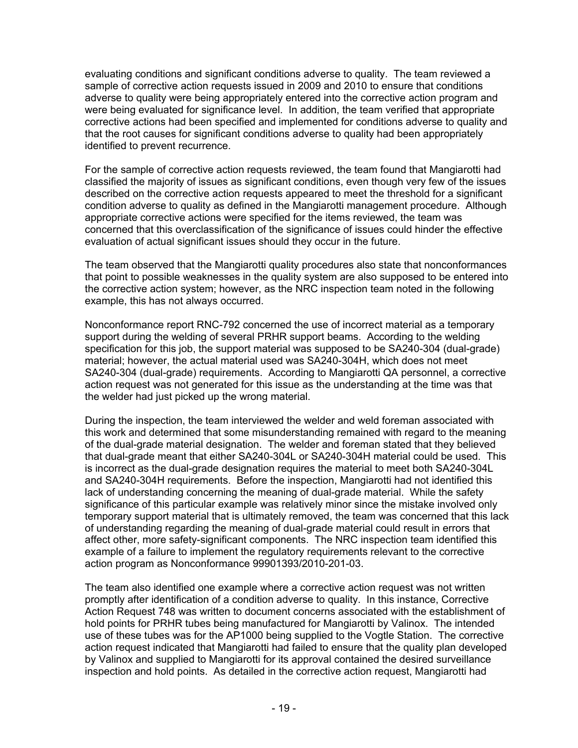evaluating conditions and significant conditions adverse to quality. The team reviewed a sample of corrective action requests issued in 2009 and 2010 to ensure that conditions adverse to quality were being appropriately entered into the corrective action program and were being evaluated for significance level. In addition, the team verified that appropriate corrective actions had been specified and implemented for conditions adverse to quality and that the root causes for significant conditions adverse to quality had been appropriately identified to prevent recurrence.

For the sample of corrective action requests reviewed, the team found that Mangiarotti had classified the majority of issues as significant conditions, even though very few of the issues described on the corrective action requests appeared to meet the threshold for a significant condition adverse to quality as defined in the Mangiarotti management procedure. Although appropriate corrective actions were specified for the items reviewed, the team was concerned that this overclassification of the significance of issues could hinder the effective evaluation of actual significant issues should they occur in the future.

The team observed that the Mangiarotti quality procedures also state that nonconformances that point to possible weaknesses in the quality system are also supposed to be entered into the corrective action system; however, as the NRC inspection team noted in the following example, this has not always occurred.

Nonconformance report RNC-792 concerned the use of incorrect material as a temporary support during the welding of several PRHR support beams. According to the welding specification for this job, the support material was supposed to be SA240-304 (dual-grade) material; however, the actual material used was SA240-304H, which does not meet SA240-304 (dual-grade) requirements. According to Mangiarotti QA personnel, a corrective action request was not generated for this issue as the understanding at the time was that the welder had just picked up the wrong material.

During the inspection, the team interviewed the welder and weld foreman associated with this work and determined that some misunderstanding remained with regard to the meaning of the dual-grade material designation. The welder and foreman stated that they believed that dual-grade meant that either SA240-304L or SA240-304H material could be used. This is incorrect as the dual-grade designation requires the material to meet both SA240-304L and SA240-304H requirements. Before the inspection, Mangiarotti had not identified this lack of understanding concerning the meaning of dual-grade material. While the safety significance of this particular example was relatively minor since the mistake involved only temporary support material that is ultimately removed, the team was concerned that this lack of understanding regarding the meaning of dual-grade material could result in errors that affect other, more safety-significant components. The NRC inspection team identified this example of a failure to implement the regulatory requirements relevant to the corrective action program as Nonconformance 99901393/2010-201-03.

The team also identified one example where a corrective action request was not written promptly after identification of a condition adverse to quality. In this instance, Corrective Action Request 748 was written to document concerns associated with the establishment of hold points for PRHR tubes being manufactured for Mangiarotti by Valinox. The intended use of these tubes was for the AP1000 being supplied to the Vogtle Station. The corrective action request indicated that Mangiarotti had failed to ensure that the quality plan developed by Valinox and supplied to Mangiarotti for its approval contained the desired surveillance inspection and hold points. As detailed in the corrective action request, Mangiarotti had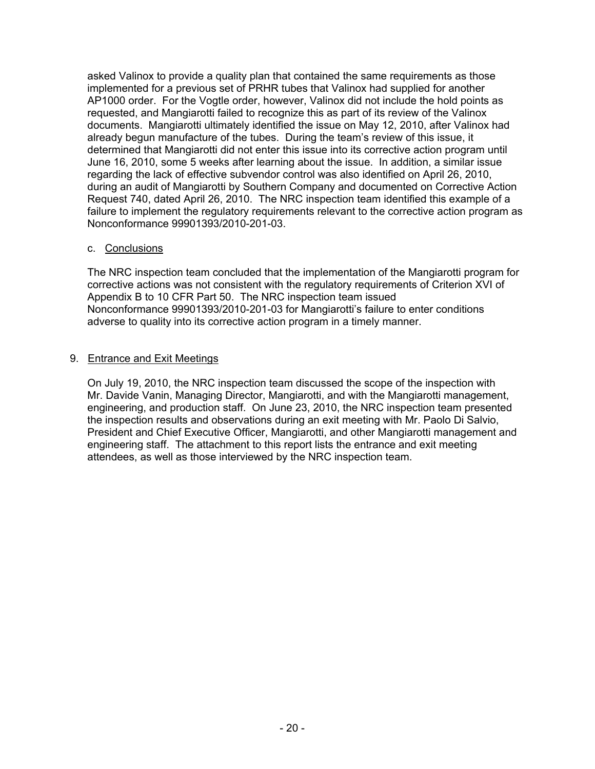asked Valinox to provide a quality plan that contained the same requirements as those implemented for a previous set of PRHR tubes that Valinox had supplied for another AP1000 order. For the Vogtle order, however, Valinox did not include the hold points as requested, and Mangiarotti failed to recognize this as part of its review of the Valinox documents. Mangiarotti ultimately identified the issue on May 12, 2010, after Valinox had already begun manufacture of the tubes. During the team's review of this issue, it determined that Mangiarotti did not enter this issue into its corrective action program until June 16, 2010, some 5 weeks after learning about the issue. In addition, a similar issue regarding the lack of effective subvendor control was also identified on April 26, 2010, during an audit of Mangiarotti by Southern Company and documented on Corrective Action Request 740, dated April 26, 2010. The NRC inspection team identified this example of a failure to implement the regulatory requirements relevant to the corrective action program as Nonconformance 99901393/2010-201-03.

c. Conclusions

The NRC inspection team concluded that the implementation of the Mangiarotti program for corrective actions was not consistent with the regulatory requirements of Criterion XVI of Appendix B to 10 CFR Part 50. The NRC inspection team issued Nonconformance 99901393/2010-201-03 for Mangiarotti's failure to enter conditions adverse to quality into its corrective action program in a timely manner.

## 9. Entrance and Exit Meetings

On July 19, 2010, the NRC inspection team discussed the scope of the inspection with Mr. Davide Vanin, Managing Director, Mangiarotti, and with the Mangiarotti management, engineering, and production staff. On June 23, 2010, the NRC inspection team presented the inspection results and observations during an exit meeting with Mr. Paolo Di Salvio, President and Chief Executive Officer, Mangiarotti, and other Mangiarotti management and engineering staff. The attachment to this report lists the entrance and exit meeting attendees, as well as those interviewed by the NRC inspection team.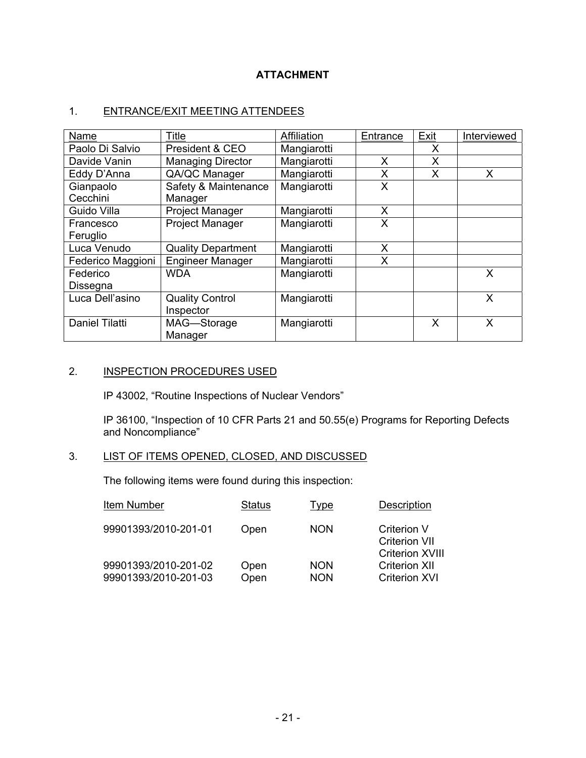# ATTACHMENT

## 1. ENTRANCE/EXIT MEETING ATTENDEES

| Name | Title | Affiliation | Entrance | Exit | Interviewed |
|---|---|---|---|---|---|
| Paolo Di Salvio | President & CEO | Mangiarotti | | X | |
| Davide Vanin | Managing Director | Mangiarotti | X | X | |
| Eddy D'Anna | QA/QC Manager | Mangiarotti | X | X | X |
| Gianpaolo Cecchini | Safety & Maintenance Manager | Mangiarotti | X | | |
| Guido Villa | Project Manager | Mangiarotti | X | | |
| Francesco Feruglio | Project Manager | Mangiarotti | X | | |
| Luca Venudo | Quality Department | Mangiarotti | X | | |
| Federico Maggioni | Engineer Manager | Mangiarotti | X | | |
| Federico Dissegna | WDA | Mangiarotti | | | X |
| Luca Dell'asino | Quality Control Inspector | Mangiarotti | | | X |
| Daniel Tilatti | MAG—Storage Manager | Mangiarotti | | X | X |

## 2. INSPECTION PROCEDURES USED

IP 43002, "Routine Inspections of Nuclear Vendors"

IP 36100, "Inspection of 10 CFR Parts 21 and 50.55(e) Programs for Reporting Defects and Noncompliance"

## 3. LIST OF ITEMS OPENED, CLOSED, AND DISCUSSED

The following items were found during this inspection:

| Item Number | Status | Type | Description |
|---|---|---|---|
| 99901393/2010-201-01 | Open | NON | Criterion V<br>Criterion VII<br>Criterion XVIII |
| 99901393/2010-201-02 | Open | NON | Criterion XII |
| 99901393/2010-201-03 | Open | NON | Criterion XVI |